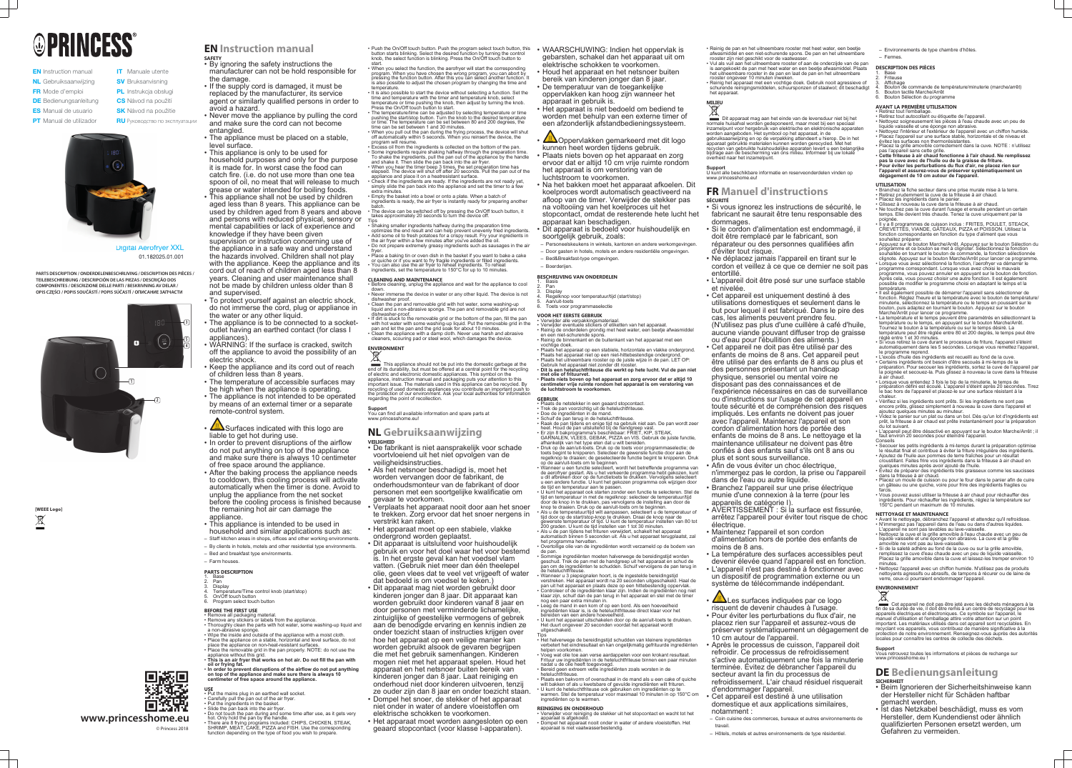# PRINCESS

**EN** Instruction manual
**NL** Gebruiksaanwijzing
**FR** Mode d'emploi
**DE** Bedienungsanleitung
**ES** Manual de usuario
**PT** Manual de utilizador
**IT** Manuale utente
**SV** Bruksanvisning
**PL** Instrukcja obsługi
**CS** Návod na použití
**SK** Návod na použitie
**RU** Руководство по эксплуатации

Digital Aerofryer XXL
01.182025.01.001

PARTS DESCRIPTION / ONDERDELENBESCHRIJVING / DESCRIPTION DES PIÈCES / TEILEBESCHREIBUNG / DESCRIPCIÓN DE LAS PIEZAS / DESCRIÇÃO DOS COMPONENTES / DESCRIZIONE DELLE PARTI / BESKRIVNING AV DELAR / OPIS CZĘŚCI / POPIS SOUČÁSTÍ / POPIS SÚČASTÍ / ОПИСАНИЕ ЗАПЧАСТИ

[WEEE Logo]

www.princesshome.eu

© Princess 2018

## EN Instruction manual

### SAFETY

- By ignoring the safety instructions the manufacturer can not be hold responsible for the damage.
- If the supply cord is damaged, it must be replaced by the manufacturer, its service agent or similarly qualified persons in order to avoid a hazard.
- Never move the appliance by pulling the cord and make sure the cord can not become entangled.
- The appliance must be placed on a stable, level surface.
- This appliance is only to be used for household purposes and only for the purpose it is made for. In worst case the food can catch fire. (i.e. do not use more than one tea spoon of oil, no meat that will release to much grease or water intended for boiling foods.
- This appliance shall not be used by children aged less than 8 years. This appliance can be used by children aged from 8 years and above and persons with reduced physical, sensory or mental capabilities or lack of experience and knowledge if they have been given supervision or instruction concerning use of the appliance in a safe way and understand the hazards involved. Children shall not play with the appliance. Keep the appliance and its cord out of reach of children aged less than 8 years. Cleaning and user maintenance shall not be made by children unless older than 8 and supervised.
- To protect yourself against an electric shock, do not immerse the cord, plug or appliance in the water or any other liquid.
- The appliance is to be connected to a socket-outlet having an earthed contact (for class I appliances).
- WARNING: If the surface is cracked, switch off the appliance to avoid the possibility of an electric shock.
- Keep the appliance and its cord out of reach of children less than 8 years.
- The temperature of accessible surfaces may be high when the appliance is operating.
- The appliance is not intended to be operated by means of an external timer or a separate remote-control system.
- Surfaces indicated with this logo are liable to get hot during use.
- In order to prevent disruptions of the airflow do not put anything on top of the appliance and make sure there is always 10 centimeter of free space around the appliance.
- After the baking process the appliance needs to cooldown, this cooling process will activate automatically when the timer is done. Avoid to unplug the appliance from the net socket before the cooling process is finished because the remaining hot air can damage the appliance.
- This appliance is intended to be used in household and similar applications such as:
  - Staff kitchen areas in shops, offices and other working environments.
  - By clients in hotels, motels and other residential type environments.
  - Bed and breakfast type environments.
  - Farm houses.

### PARTS DESCRIPTION

1. Base
2. Pan
3. Display
4. Temperature/Time control knob (start/stop)
5. On/Off touch button
6. Program select touch button

### BEFORE THE FIRST USE

- Remove all packaging material.
- Remove any stickers or labels from the appliance.
- Thoroughly clean the parts with hot water, some washing-up liquid and a non-abrasive sponge.
- Wipe the inside and outside of the appliance with a moist cloth.
- Place the appliance on a stable, horizontal and level surface, do not place the appliance on non-heat-resistant surfaces.
- Place the removable grid in the pan properly. NOTE: do not use the appliance without this grid.
- **This is an air fryer that works on hot air. Do not fill the pan with oil or frying fat.**
- **In order to prevent disruptions of the airflow do not put anything on top of the appliance and make sure there is always 10 centimeter of free space around the appliance.**

### USE

- Put the mains plug in an earthed wall socket.
- Carefully pull the pan out of the air fryer.
- Put the ingredients in the basket.
- Slide the pan back into the air fryer.
- Do not touch the pan during and some time after use, as it gets very hot. Only hold the pan by the handle.
- There are 8 frying programs included: CHIPS, CHICKEN, STEAK, SHRIMP, MEAT, CAKE, PIZZA and FISH. Use the corresponding function depending on the type of food you wish to prepare.
- Push the On/Off touch button. Push the program select touch button, this button starts blinking. Select the desired function by turning the control knob, the select function is blinking. Press the On/Off touch button to start.
- When you select the function, the aerofryer will start the corresponding program. When you have chosen the wrong program, you can abort by pressing the function button. After this you can select another function. It is also possible to adjust the chosen program by changing the time and temperature.
- It is also possible to start the device without selecting a function. Set the time and temperature with the timer and temperature knob, select temperature or time pushing the knob, then adjust by turning the knob. Press the On/Off touch button to start.
- The temperature/time can be adjusted by selecting temperature or time pushing the start/stop button. Turn the knob to the desired temperature or time. The temperature can be set between 80 and 200 degrees, the time can be set between 1 and 30 minutes.
- When you pull out the pan during the frying process, the device will shut off automatically within 5 seconds. When you reinsert the device, the program will resume.
- Excess oil from the ingredients is collected on the bottom of the pan.
- Some ingredients require shaking halfway through the preparation time. To shake the ingredients, pull the pan out of the appliance by the handle and shake it. Then slide the pan back into the air fryer.
- When you hear the timer beep 3 times, the set preparation time has elapsed. The device will shut off after 20 seconds. Pull the pan out of the appliance and place it on a heatresitant surface.
- Check if the ingredients are ready. If the ingredients are not ready yet, simply slide the pan back into the appliance and set the timer to a few extra minutes.
- Empty the basket into a bowl or onto a plate. When a batch of ingredients is ready, the air fryer is instantly ready for preparing another batch.
- The device can be switched off by pressing the On/Off touch button, it takes approximately 20 seconds to turn the device off.

Tips

- Shaking smaller ingredients halfway during the preparation time optimizes the end result and can help prevent unevenly fried ingredients.
- Add some oil to fresh potatoes for a crispy result. Fry your ingredients in the air fryer within a few minutes after you've added the oil.
- Do not prepare extremely greasy ingredients such as sausages in the air fryer.
- Place a baking tin or oven dish in the basket if you want to bake a cake or quiche or if you want to fry fragile ingredients or filled ingredients.
- You can also use the air fryer to reheat ingredients. To reheat ingredients, set the temperature to 150°C for up to 10 minutes.

### CLEANING AND MAINTENANCE

- Before cleaning, unplug the appliance and wait for the appliance to cool down.
- Never immerse the device in water or any other liquid. The device is not dishwasher proof.
- Clean the pan and removable grid with hot water, some washing-up liquid and a non-abrasive sponge. The pan and removable grid are not dishwasher-proof.
- If dirt is stuck to the removable grid or the bottom of the pan, fill the pan with hot water with some washing-up liquid. Put the removable grid in the pan and let the pan and the grid soak for about 10 minutes.
- Clean the appliance with a damp cloth. Never use harsh and abrasive cleaners, scouring pad or steel wool, which damages the device.

### ENVIRONMENT

This appliance should not be put into the domestic garbage at the end of its durability, but must be offered at a central point for the recycling of electric and electronic domestic appliances. This symbol on the appliance, instruction manual and packaging puts your attention to this important issue. The materials used in this appliance can be recycled. By recycling of used domestic appliances you contribute an important push to the protection of our environment. Ask your local authorities for information regarding the point of recollection.

### Support

You can find all available information and spare parts at www.princesshome.eu!

## NL Gebruiksaanwijzing

### VEILIGHEID

- De fabrikant is niet aansprakelijk voor schade voortvloeiend uit het niet opvolgen van de veiligheidsinstructies.
- Als het netsnoer beschadigd is, moet het worden vervangen door de fabrikant, de onderhoudsmonteur van de fabrikant of door personen met een soortgelijke kwalificatie om gevaar te voorkomen.
- Verplaats het apparaat nooit door aan het snoer te trekken. Zorg ervoor dat het snoer nergens in verstrikt kan raken.
- Het apparaat moet op een stabiele, vlakke ondergrond worden geplaatst.
- Dit apparaat is uitsluitend voor huishoudelijk gebruik en voor het doel waar het voor bestemd is. In het ergste geval kan het voedsel vlam vatten. (Gebruik niet meer dan één theelepel olie, geen vlees dat te veel vet vrijgeeft of water dat bedoeld is om voedsel te koken.)
- Dit apparaat mag niet worden gebruikt door kinderen jonger dan 8 jaar. Dit apparaat kan worden gebruikt door kinderen vanaf 8 jaar en door personen met verminderde lichamelijke, zintuiglijke of geestelijke vermogens of gebrek aan de benodigde ervaring en kennis indien ze onder toezicht staan of instructies krijgen over hoe het apparaat op een veilige manier kan worden gebruikt alsook de gevaren begrijpen die met het gebruik samenhangen. Kinderen mogen niet met het apparaat spelen. Houd het apparaat en het netsnoer buiten bereik van kinderen jonger dan 8 jaar. Laat reiniging en onderhoud niet door kinderen uitvoeren, tenzij ze ouder zijn dan 8 jaar en onder toezicht staan.
- Dompel het snoer, de stekker of het apparaat niet onder in water of andere vloeistoffen om elektrische schokken te voorkomen.
- Het apparaat moet worden aangesloten op een geaard stopcontact (voor klasse I-apparaten).
- WAARSCHUWING: Indien het oppervlak is gebarsten, schakel dan het apparaat uit om elektrische schokken te voorkomen.
- Houd het apparaat en het netsnoer buiten bereik van kinderen jonger dan 8 jaar.
- De temperatuur van de toegankelijke oppervlakken kan hoog zijn wanneer het apparaat in gebruik is.
- Het apparaat is niet bedoeld om bediend te worden met behulp van een externe timer of een afzonderlijk afstandbedieningssysteem.
- Oppervlakken gemarkeerd met dit logo kunnen heet worden tijdens gebruik.
- Plaats niets boven op het apparaat en zorg ervoor dat er altijd 10 cm vrije ruimte rondom het apparaat is om verstoring van de luchtstroom te voorkomen.
- Na het bakken moet het apparaat afkoelen. Dit koelproces wordt automatisch geactiveerd na afloop van de timer. Verwijder de stekker pas na voltooiing van het koelproces uit het stopcontact, omdat de resterende hete lucht het apparaat kan beschadigen.
- Dit apparaat is bedoeld voor huishoudelijk en soortgelijk gebruik, zoals:
  - Personeelskeukens in winkels, kantoren en andere werkomgevingen.
  - Door gasten in hotels, motels en andere residentiële omgevingen.
  - Bed&Breakfast-type omgevingen.
  - Boerderijen.

### BESCHRIJVING VAN ONDERDELEN

1. Basis
2. Pan
3. Display
4. Regelknop voor temperatuur/tijd (start/stop)
5. Aan/uit-toets
6. Toets voor programmaselectie

### VOOR HET EERSTE GEBRUIK

- Verwijder alle verpakkingsmateriaal.
- Verwijder eventuele stickers of etiketten van het apparaat.
- Reinig de onderdelen grondig met heet water, een beetje afwasmiddel en een niet-schurende spons.
- Reinig de binnenkant en de buitenkant van het apparaat met een vochtige doek.
- Plaats het apparaat op een stabiele, horizontale en vlakke ondergrond. Plaats het apparaat niet op een niet-hittebestendige ondergrond.
- Plaats het uitneembare rooster op de juiste wijze in de pan. LET OP: Gebruik het apparaat niet zonder dit rooster.
- **Dit is een heteluchtfriteuse die werkt op hete lucht. Vul de pan niet met olie of frituurvet.**
- **Plaats niets boven op het apparaat en zorg ervoor dat er altijd 10 centimeter vrije ruimte rondom het apparaat is om verstoring van de luchtstroom te voorkomen.**

### GEBRUIK

- Plaats de netstekker in een geaard stopcontact.
- Trek de pan voorzichtig uit de heteluchtfriteuse.
- Doe de ingrediënten in de mand.
- Schuif de pan terug in de heteluchtfriteuse.
- Raak de pan tijdens en enige tijd na gebruik niet aan. De pan wordt zeer heet. Houd de pan uitsluitend bij de handgreep vast.
- Er zijn 8 bakprogramma's beschikbaar: FRIET, KIP, STEAK, GARNALEN, VLEES, GEBAK, PIZZA en VIS. Gebruik de juiste functie, afhankelijk van het type eten dat u wilt bereiden.
- Druk op de aan/uit-toets. Druk op de toets voor programmaselectie; de toets begint te knipperen. Selecteer de gewenste functie door aan de regelknop te draaien; de geselecteerde functie begint te knipperen. Druk op de aan/uit-toets om te beginnen.
- Wanneer u een functie selecteert, wordt het betreffende programma van de aerofryer gestart. Als u het verkeerde programma hebt gekozen, kunt u dit afbreken door op de functietoets te drukken. Vervolgens selecteert u een andere functie. U kunt het gekozen programma ook wijzigen door de tijd en temperatuur aan te passen.
- U kunt het apparaat ook starten zonder een functie te selecteren. Stel de tijd en temperatuur in met de regelknop: selecteer de temperatuur/tijd door de knop in te drukken, pas vervolgens de instelling aan door de knop te draaien. Druk op de aan/uit-toets om te beginnen.
- Als u de temperatuur/tijd wilt aanpassen, selecteert u de temperatuur of tijd door op de start/stop-knop te drukken. Draai de knop naar de gewenste temperatuur of tijd. U kunt de temperatuur instellen van 80 tot 200 graden. U kunt de tijd instellen van 1 tot 30 minuten.
- Als u de pan tijdens het frituren verwijdert, schakelt het apparaat automatisch binnen 5 seconden uit. Als u het apparaat terugplaatst, zal het programma hervatten.
- Overtollige olie van de ingrediënten wordt verzameld op de bodem van de pan.
- Sommige ingrediënten moeten halverwege de bereidingstijd worden geschud. Trek de pan met de handgreep uit het apparaat en schud de pan om de ingrediënten te schudden. Schuif vervolgens de pan terug in de heteluchtfriteuse.
- Wanneer u 3 piepsignalen hoort, is de ingestelde bereidingstijd verstreken. Het apparaat wordt na 20 seconden uitgeschakeld. Haal de pan uit het apparaat en plaats deze op een hittebestendig oppervlak.
- Controleer of de ingrediënten klaar zijn. Indien de ingrediënten nog niet klaar zijn, schuif dan de pan terug in het apparaat en stel met de timer nog een paar extra minuten in.
- Leeg de mand in een kom of op een bord. Als een hoeveelheid ingrediënten klaar is, is de heteluchtfriteuse direct klaar voor het bereiden van een andere hoeveelheid.
- U kunt het apparaat uitschakelen door op de aan/uit-toets te drukken. Het duurt ongeveer 20 seconden voordat het apparaat wordt uitgeschakeld.

Tips

- Het halverwege de bereidingstijd schudden van kleinere ingrediënten verbetert het eindresultaat en kan ongelijkmatig gefrituurde ingrediënten helpen voorkomen.
- Voeg wat olie toe aan verse aardappelen voor een krokant resultaat. Frituur uw ingrediënten in de heteluchtfriteuse binnen een paar minuten nadat u de olie heeft toegevoegd.
- Bereid geen extreem vette ingrediënten zoals worsten in de heteluchtfriteuse.
- Plaats een bakvorm of ovenschaal in de mand als u een cake of quiche wilt bakken of als u kwetsbare of gevulde ingrediënten wilt frituren.
- U kunt de heteluchtfriteuse ook gebruiken om ingrediënten op te warmen. Stel de temperatuur voor maximaal 10 minuten in op 150°C om ingrediënten op te warmen.

### REINIGING EN ONDERHOUD

- Verwijder voor reiniging de stekker uit het stopcontact en wacht tot het apparaat is afgekoeld.
- Dompel het apparaat nooit onder in water of andere vloeistoffen. Het apparaat is niet vaatwasserbestendig.
- Reinig de pan en het uitneembare rooster met heet water, een beetje afwasmiddel en een niet-schurende spons. De pan en het uitneembare rooster zijn niet geschikt voor de vaatwasser.
- Vul als vuil aan het uitneembare rooster of aan de onderzijde van de pan is aangekoekt de pan met heet water en een beetje afwasmiddel. Plaats het uitneembare rooster in de pan en laat de pan en het uitneembare rooster ongeveer 10 minuten inweken.
- Reinig het apparaat met een vochtige doek. Gebruik nooit agressieve of schurende reinigingsmiddelen, schuursponzen of staalwol; dit beschadigt het apparaat.

### MILIEU

Dit apparaat mag aan het einde van de levensduur niet bij het normale huisafval worden gedeponeerd, maar moet bij een speciaal inzamelpunt voor hergebruik van elektrische en elektronische apparaten worden aangeboden. Het symbool op het apparaat, in de gebruiksaanwijzing en op de verpakking attendeert u hierop. De in het apparaat gebruikte materialen kunnen worden gerecycled. Met het recyclen van gebruikte huishoudelijke apparaten levert u een belangrijke bijdrage aan de bescherming van ons milieu. Informeer bij uw lokale overheid naar het inzamelpunt.

### Support

U kunt alle beschikbare informatie en reserveonderdelen vinden op www.princesshome.eu!

## FR Manuel d'instructions

### SÉCURITÉ

- Si vous ignorez les instructions de sécurité, le fabricant ne saurait être tenu responsable des dommages.
- Si le cordon d'alimentation est endommagé, il doit être remplacé par le fabricant, son réparateur ou des personnes qualifiées afin d'éviter tout risque.
- Ne déplacez jamais l'appareil en tirant sur le cordon et veillez à ce que ce dernier ne soit pas entortillé.
- L'appareil doit être posé sur une surface stable et nivelée.
- Cet appareil est uniquement destiné à des utilisations domestiques et seulement dans le but pour lequel il est fabriqué. Dans le pire des cas, les aliments peuvent prendre feu. (N'utilisez pas plus d'une cuillère à café d'huile, aucune viande pouvant diffuser trop de graisse ou d'eau pour l'ébullition des aliments.)
- Cet appareil ne doit pas être utilisé par des enfants de moins de 8 ans. Cet appareil peut être utilisé par des enfants de 8 ans ou plus et des personnes présentant un handicap physique, sensoriel ou mental voire ne disposant pas des connaissances et de l'expérience nécessaires en cas de surveillance ou d'instructions sur l'usage de cet appareil en toute sécurité et de compréhension des risques impliqués. Les enfants ne doivent pas jouer avec l'appareil. Maintenez l'appareil et son cordon d'alimentation hors de portée des enfants de moins de 8 ans. Le nettoyage et la maintenance utilisateur ne doivent pas être confiés à des enfants sauf s'ils ont 8 ans ou plus et sont sous surveillance.
- Afin de vous éviter un choc électrique, n'immergez pas le cordon, la prise ou l'appareil dans de l'eau ou autre liquide.
- Branchez l'appareil sur une prise électrique munie d'une connexion à la terre (pour les appareils de catégorie I).
- AVERTISSEMENT : Si la surface est fissurée, arrêtez l'appareil pour éviter tout risque de choc électrique.
- Maintenez l'appareil et son cordon d'alimentation hors de portée des enfants de moins de 8 ans.
- La température des surfaces accessibles peut devenir élevée quand l'appareil est en fonction.
- L'appareil n'est pas destiné à fonctionner avec un dispositif de programmation externe ou un système de télécommande indépendant.
- Les surfaces indiquées par ce logo risquent de devenir chaudes à l'usage.
- Pour éviter les perturbations du flux d'air, ne placez rien sur l'appareil et assurez-vous de préserver systématiquement un dégagement de 10 cm autour de l'appareil.
- Après le processus de cuisson, l'appareil doit refroidir. Ce processus de refroidissement s'active automatiquement une fois la minuterie terminée. Évitez de débrancher l'appareil du secteur avant la fin du processus de refroidissement. L'air chaud résiduel risquerait d'endommager l'appareil.
- Cet appareil est destiné à une utilisation domestique et aux applications similaires, notamment :
  - Coin cuisine des commerces, bureaux et autres environnements de travail.
  - Hôtels, motels et autres environnements de type résidentiel.
  - Environnements de type chambre d'hôtes.
  - Fermes.

### DESCRIPTION DES PIÈCES

1. Base
2. Friteuse
3. Affichage
4. Bouton de commande de température/minuterie (marche/arrêt)
5. Bouton tactile Marche/Arrêt
6. Bouton Sélection du programme

### AVANT LA PREMIÈRE UTILISATION

- Retirez tout l'emballage.
- Retirez tout autocollant ou étiquette de l'appareil.
- Nettoyez soigneusement les pièces à l'eau chaude avec un peu de liquide vaisselle et une éponge non abrasive.
- Nettoyez l'intérieur et l'extérieur de l'appareil avec un chiffon humide.
- Placez l'appareil sur une surface stable, horizontale et de niveau et évitez les surfaces non thermorésistantes.
- Placez la grille amovible correctement dans la cuve. NOTE : n'utilisez pas l'appareil sans cette grille.
- **Cette friteuse à air chaud fonctionne à l'air chaud. Ne remplissez pas la cuve avec de l'huile ou de la graisse de friture.**
- **Pour éviter les perturbations du flux d'air, ne placez rien sur l'appareil et assurez-vous de préserver systématiquement un dégagement de 10 cm autour de l'appareil.**

### UTILISATION

- Branchez la fiche secteur dans une prise murale mise à la terre.
- Retirez prudemment la cuve de la friteuse à air chaud.
- Placez les ingrédients dans le panier.
- Glissez à nouveau la cuve dans la friteuse à air chaud.
- Ne touchez pas la cuve durant l'usage et ensuite pendant un certain temps. Elle devient très chaude. Tenez la cuve uniquement par la poignée.
- Il y a 8 programmes de cuisson inclus : FRITES, POULET, STEACK, CREVETTES, VIANDE, GÂTEAUX, PIZZA et POISSON. Utilisez la fonction correspondante en fonction du type d'aliment que vous souhaitez préparer.
- Appuyez sur le bouton Marche/Arrêt. Appuyez sur le bouton Sélection du programme et ce bouton se met à clignoter. Sélectionnez la fonction souhaitée en tournant le bouton de commande, la fonction sélectionnée clignote. Appuyez sur le bouton Marche/Arrêt pour lancer ce programme.
- Lorsque vous avez sélectionné la fonction, l'aerofryer va démarrer le programme correspondant. Lorsque vous avez choisi le mauvais programme, vous pouvez annuler en appuyant sur le bouton de fonction. Après cela, vous pouvez choisir une autre fonction. Il est également possible de modifier le programme choisi en adaptant le temps et la température.
- Il est également possible de démarrer l'appareil sans sélectionner de fonction. Réglez l'heure et la température avec le bouton de température/minuterie, sélectionnez la température ou le temps en poussant sur le bouton, puis adaptez en tournant le bouton. Appuyez sur le bouton Marche/Arrêt pour lancer ce programme.
- La température et le temps peuvent être paramétrés en sélectionnant la température ou le temps, en appuyant sur le bouton Marche/Arrêt. Tournez le bouton à la température ou sur le temps désiré. La température peut être réglée entre 80 et 200 degrés, le temps peut être réglé entre 1 et 30 minutes.
- Si vous retirez la cuve durant le processus de friture, l'appareil s'éteint automatiquement dans les 5 secondes. Lorsque vous remettez l'appareil, le programme reprend.
- L'excès d'huile des ingrédients est recueilli au fond de la cuve.
- Certains ingrédients ont besoin d'être secoués à mi-temps de la préparation. Pour secouer les ingrédients, sortez la cuve de l'appareil par la poignée et secouez-la. Puis glissez à nouveau la cuve dans la friteuse à air chaud.
- Lorsque vous entendez 3 fois le bip de la minuterie, le temps de préparation défini est écoulé. L'appareil s'éteint après 20 secondes. Tirez le bac hors de l'appareil et placez-le sur une surface résistant à la chaleur.
- Vérifiez si les ingrédients sont prêts. Si les ingrédients ne sont pas encore prêts, glissez simplement à nouveau la cuve dans l'appareil et ajoutez quelques minutes au minuteur.
- Videz le panier sur un plat ou dans un bol. Dès qu'un lot d'ingrédients est prêt, la friteuse à air chaud est prête instantanément pour la préparation du lot suivant.
- L'appareil peut être désactivé en appuyant sur le bouton Marche/Arrêt ; il faut environ 20 secondes pour éteindre l'appareil.

Conseils

- Secouer les petits ingrédients à mi-temps durant la préparation optimise le résultat final et contribue à éviter la friture irrégulière des ingrédients.
- Ajoutez de l'huile aux pommes de terre fraîches pour un résultat croustillant. Faites frire vos ingrédients dans la friteuse à air chaud en quelques minutes après avoir ajouté de l'huile.
- Évitez de préparer des ingrédients très graisseux comme les saucisses dans la friteuse à air chaud.
- Placez un moule de cuisson ou pour le four dans le panier afin de cuire un gâteau ou une quiche, voire pour frire des ingrédients fragiles ou farcis.
- Vous pouvez aussi utiliser la friteuse à air chaud pour réchauffer des ingrédients. Pour réchauffer les ingrédients, réglez la température sur 150°C pendant un maximum de 10 minutes.

### NETTOYAGE ET MAINTENANCE

- Avant le nettoyage, débranchez l'appareil et attendez qu'il refroidisse.
- N'immergez pas l'appareil dans de l'eau ou dans d'autres liquides. L'appareil ne sont pas lavables au lave-vaisselle.
- Nettoyez la cuve et la grille amovible à l'eau chaude avec un peu de liquide vaisselle et une éponge non abrasive. La cuve et la grille amovible ne vont pas au lave-vaisselle.
- Si de la saleté adhère au fond de la cuve ou sur la grille amovible, remplissez la cuve d'eau chaude avec un peu de liquide vaisselle. Placez la grille amovible dans la cuve et laissez-les tremper environ 10 minutes.
- Nettoyez l'appareil avec un chiffon humide. N'utilisez pas de produits nettoyants agressifs ou abrasifs, de tampons à récurer ou de laine de verre, ceux-ci pourraient endommager l'appareil.

### ENVIRONNEMENT

Cet appareil ne doit pas être jeté avec les déchets ménagers à la fin de sa durée de vie, il doit être remis à un centre de recyclage pour les appareils électriques et électroniques. Ce symbole sur l'appareil, le manuel d'utilisation et l'emballage attire votre attention sur un point important. Les matériaux utilisés dans cet appareil sont recyclables. En recyclant vos appareils, vous contribuez de manière significative à la protection de notre environnement. Renseignez-vous auprès des autorités locales pour connaître les centres de collecte des déchets.

### Support

Vous retrouvez toutes les informations et pièces de rechange sur www.princesshome.eu !

## DE Bedienungsanleitung

### SICHERHEIT

- Beim Ignorieren der Sicherheitshinweise kann der Hersteller nicht für Schäden haftbar gemacht werden.
- Ist das Netzkabel beschädigt, muss es vom Hersteller, dem Kundendienst oder ähnlich qualifizierten Personen ersetzt werden, um Gefahren zu vermeiden.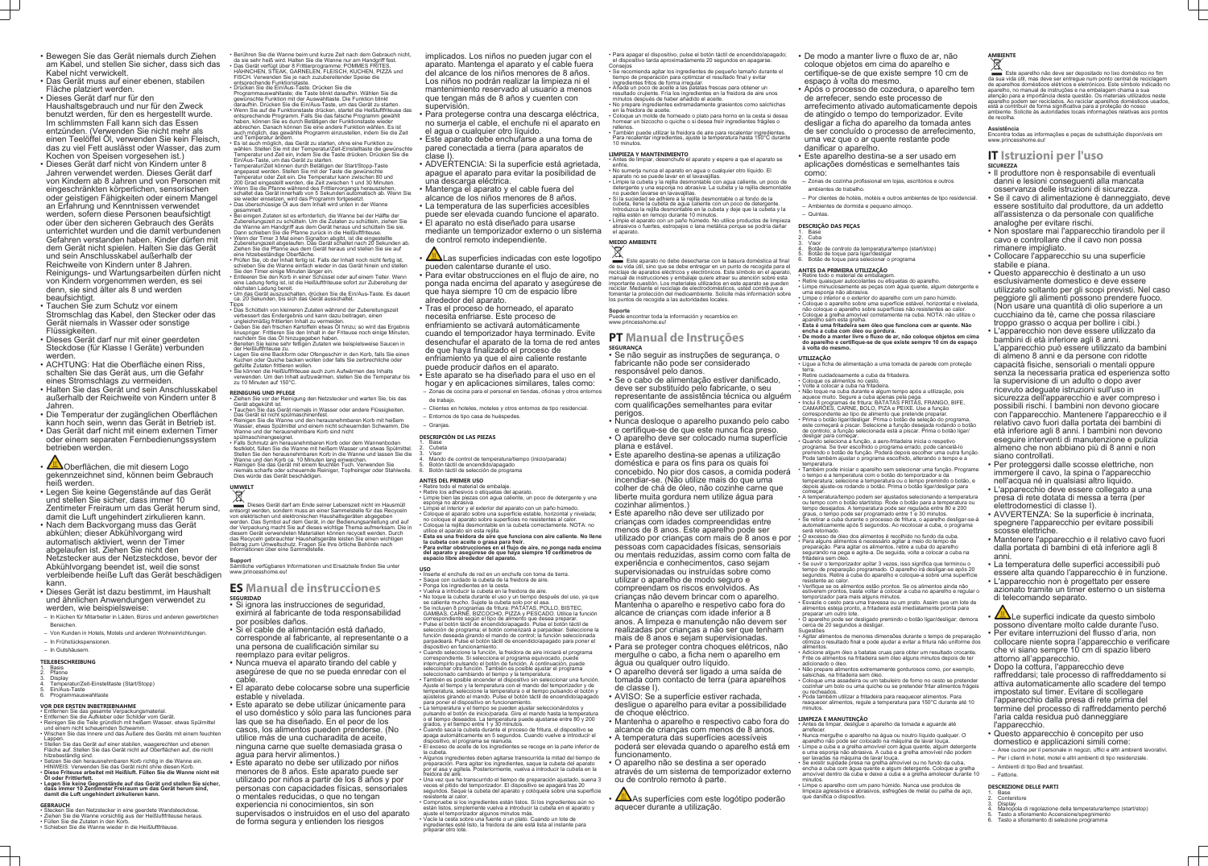- Bewegen Sie das Gerät niemals durch Ziehen am Kabel, und stellen Sie sicher, dass sich das Kabel nicht verwickelt.
- Das Gerät muss auf einer ebenen, stabilen Fläche platziert werden.
- Dieses Gerät darf nur für den Haushaltsgebrauch und nur für den Zweck benutzt werden, für den es hergestellt wurde. Im schlimmsten Fall kann sich das Essen entzünden. (Verwenden Sie nicht mehr als einen Teelöffel Öl, verwenden Sie kein Fleisch, das zu viel Fett auslässt oder Wasser, das zum Kochen von Speisen vorgesehen ist.)
- Dieses Gerät darf nicht von Kindern unter 8 Jahren verwendet werden. Dieses Gerät darf von Kindern ab 8 Jahren und von Personen mit eingeschränkten körperlichen, sensorischen oder geistigen Fähigkeiten oder einem Mangel an Erfahrung und Kenntnissen verwendet werden, sofern diese Personen beaufsichtigt oder über den sicheren Gebrauch des Geräts unterrichtet wurden und die damit verbundenen Gefahren verstanden haben. Kinder dürfen mit dem Gerät nicht spielen. Halten Sie das Gerät und sein Anschlusskabel außerhalb der Reichweite von Kindern unter 8 Jahren. Reinigungs- und Wartungsarbeiten dürfen nicht von Kindern vorgenommen werden, es sei denn, sie sind älter als 8 und werden beaufsichtigt.
- Tauchen Sie zum Schutz vor einem Stromschlag das Kabel, den Stecker oder das Gerät niemals in Wasser oder sonstige Flüssigkeiten.
- Dieses Gerät darf nur mit einer geerdeten Steckdose (für Klasse I Geräte) verbunden werden.
- ACHTUNG: Hat die Oberfläche einen Riss, schalten Sie das Gerät aus, um die Gefahr eines Stromschlags zu vermeiden.
- Halten Sie das Gerät und sein Anschlusskabel außerhalb der Reichweite von Kindern unter 8 Jahren.
- Die Temperatur der zugänglichen Oberflächen kann hoch sein, wenn das Gerät in Betrieb ist.
- Das Gerät darf nicht mit einem externen Timer oder einem separaten Fernbedienungssystem betrieben werden.
- Oberflächen, die mit diesem Logo gekennzeichnet sind, können beim Gebrauch heiß werden.
- Legen Sie keine Gegenstände auf das Gerät und stellen Sie sicher, dass immer 10 Zentimeter Freiraum um das Gerät herum sind, damit die Luft ungehindert zirkulieren kann.
- Nach dem Backvorgang muss das Gerät abkühlen; dieser Abkühlvorgang wird automatisch aktiviert, wenn der Timer abgelaufen ist. Ziehen Sie nicht den Netzstecker aus der Netzsteckdose, bevor der Abkühlvorgang beendet ist, weil die sonst verbleibende heiße Luft das Gerät beschädigen kann.
- Dieses Gerät ist dazu bestimmt, im Haushalt und ähnlichen Anwendungen verwendet zu werden, wie beispielsweise:
  - In Küchen für Mitarbeiter in Läden, Büros und anderen gewerblichen Bereichen.
  - Von Kunden in Hotels, Motels und anderen Wohneinrichtungen.
  - In Frühstückspensionen.
  - In Gutshäusern.

### TEILEBESCHREIBUNG
1. Basis
2. Pfanne
3. Display
4. Temperatur/Zeit-Einstelltaste (Start/Stopp)
5. Ein/Aus-Taste
6. Programmauswahltaste

### VOR DER ERSTEN INBETRIEBNAHME
- Entfernen Sie das gesamte Verpackungsmaterial.
- Entfernen Sie die Aufkleber oder Schilder vom Gerät.
- Reinigen Sie die Teile gründlich mit heißem Wasser, etwas Spülmittel und einem nicht scheuernden Schwamm.
- Wischen Sie das Innere und das Äußere des Geräts mit einem feuchten Lappen.
- Stellen Sie das Gerät auf einer stabilen, waagerechten und ebenen Fläche auf. Stellen Sie das Gerät nicht auf Oberflächen auf, die nicht hitzebeständig sind.
- Setzen Sie den herausnehmbaren Korb richtig in die Wanne ein. HINWEIS: Verwenden Sie das Gerät nicht ohne diesen Korb.
- **Diese Friteuse arbeitet mit Heißluft. Füllen Sie die Wanne nicht mit Öl oder Frittierfett.**
- **Legen Sie keine Gegenstände auf das Gerät und stellen Sie sicher, dass immer 10 Zentimeter Freiraum um das Gerät herum sind, damit die Luft ungehindert zirkulieren kann.**

### GEBRAUCH
- Stecken Sie den Netzstecker in eine geerdete Wandsteckdose.
- Ziehen Sie die Wanne vorsichtig aus der Heißluftfriteuse heraus.
- Füllen Sie die Zutaten in den Korb.
- Schieben Sie die Wanne wieder in die Heißluftfriteuse.
- Berühren Sie die Wanne beim und kurz Zeit nach dem Gebrauch nicht, da sie sehr heiß wird. Halten Sie die Wanne nur am Handgriff fest.
- Das Gerät verfügt über 8 Frittierprogramme: POMMES FRITES, HÄHNCHEN, STEAK, GARNELEN, FLEISCH, KUCHEN, PIZZA und FISCH. Verwenden Sie je nach zuzubereitender Speise die entsprechende Funktionstaste.
- Drücken Sie die Ein/Aus-Taste. Drücken Sie die Programmauswahltaste; die Taste blinkt daraufhin. Wählen Sie die gewünschte Funktion mit der Auswahltaste. Die Funktion blinkt daraufhin. Drücken Sie die Ein/Aus-Taste, um das Gerät zu starten.
- Wenn Sie auf die Funktionstaste drücken, startet die Heißluftfriteuse das entsprechende Programm. Falls Sie das falsche Programm gewählt haben, können Sie es durch Betätigen der Funktionstaste wieder abbrechen. Danach können Sie eine andere Funktion wählen. Es ist auch möglich, das gewählte Programm einzustellen, indem Sie die Zeit und Temperatur ändern.
- Es ist auch möglich, das Gerät zu starten, ohne eine Funktion zu wählen. Stellen Sie mit der Temperatur/Zeit-Einstelltaste die gewünschte Temperatur und Zeit ein, indem Sie die Taste drücken. Drücken Sie die Ein/Aus-Taste, um das Gerät zu starten.
- Temperatur/Zeit können durch Betätigen der Start/Stopp-Taste angepasst werden. Stellen Sie mit der Taste die gewünschte Temperatur oder Zeit ein. Die Temperatur kann zwischen 80 und 200 Grad eingestellt werden, die Zeit zwischen 1 und 30 Minuten.
- Wenn Sie die Pfanne während des Frittiervorgangs herausziehen, schaltet das Gerät innerhalb von 5 Sekunden automatisch ab. Wenn Sie sie wieder einsetzen, wird das Programm fortgesetzt.
- Das überschüssige Öl aus dem Inhalt wird unten in der Wanne gesammelt.
- Bei einigen Zutaten ist es erforderlich, die Wanne bei der Hälfte der Zubereitungszeit zu schütteln. Um die Zutaten zu schütteln, ziehen Sie die Wanne am Handgriff aus dem Gerät heraus und schütteln Sie sie. Dann schieben Sie die Pfanne zurück in die Heißluftfriteuse.
- Wenn der Timer 3 Mal einen Signalton abgibt, ist die eingestellte Zubereitungszeit abgelaufen. Das Gerät schaltet nach 20 Sekunden ab. Ziehen Sie die Pfanne aus dem Gerät heraus und stellen Sie sie auf eine hitzebeständige Oberfläche.
- Prüfen Sie, ob der Inhalt fertig ist. Falls der Inhalt noch nicht fertig ist, schieben Sie die Wanne einfach wieder in das Gerät hinein und stellen Sie den Timer einige Minuten länger ein.
- Entleeren Sie den Korb in einer Schüssel oder auf einem Teller. Wenn eine Ladung fertig ist, ist die Heißluftfriteuse sofort zur Zubereitung der nächsten Ladung bereit.
- Um das Gerät auszuschalten, drücken Sie die Ein/Aus-Taste. Es dauert ca. 20 Sekunden, bis sich das Gerät ausschaltet.

Tipps
- Das Schütteln von kleineren Zutaten während der Zubereitungszeit verbessert das Endergebnis und kann dazu beitragen, einen ungleichmäßig frittierten Inhalt zu vermeiden.
- Geben Sie den frischen Kartoffeln etwas Öl hinzu; so wird das Ergebnis knuspriger. Frittieren Sie den Inhalt in der Friteuse noch einige Minuten, nachdem Sie das Öl hinzugegeben haben.
- Bereiten Sie keine sehr fettigen Zutaten wie beispielsweise Saucen in der Heißluftfriteuse zu.
- Legen Sie eine Backform oder Ofengeschirr in den Korb, falls Sie einen Kuchen oder Quiche backen wollen oder falls Sie zerbrechliche oder gefüllte Zutaten frittieren wollen.
- Sie können die Heißluftfriteuse auch zum Aufwärmen des Inhalts verwenden. Um den Inhalt aufzuwärmen, stellen Sie die Temperatur bis zu 10 Minuten auf 150°C.

### REINIGUNG UND PFLEGE
- Ziehen Sie vor der Reinigung den Netzstecker und warten Sie, bis das Gerät abgekühlt ist.
- Tauchen Sie das Gerät niemals in Wasser oder andere Flüssigkeiten. Das Gerät ist nicht spülmaschinenfest.
- Reinigen Sie die Wanne und den herausnehmbaren Korb mit heißem Wasser, etwas Spülmittel und einem nicht scheuernden Schwamm. Die Wanne und der herausnehmbare Korb sind nicht spülmaschinengeeignet.
- Falls Schmutz am herausnehmbaren Korb oder dem Wannenboden festklebt, füllen Sie die Wanne mit heißem Wasser und etwas Spülmittel. Stellen Sie den herausnehmbaren Korb in die Wanne und lassen Sie die Wanne und den Korb ca. 10 Minuten lang einweichen.
- Reinigen Sie das Gerät mit einem feuchten Tuch. Verwenden Sie niemals scharfe oder scheuernde Reiniger, Topfreiniger oder Stahlwolle. Dies würde das Gerät beschädigen.

### UMWELT
Dieses Gerät darf am Ende seiner Lebenszeit nicht im Hausmüll entsorgt werden, sondern muss an einer Sammelstelle für das Recyceln von elektrischen und elektronischen Haushaltsgeräten abgegeben werden. Das Symbol auf dem Gerät, in der Bedienungsanleitung und auf der Verpackung macht Sie auf dieses wichtige Thema aufmerksam. Die in diesem Gerät verwendeten Materialien können recycelt werden. Durch das Recyceln gebrauchter Haushaltsgeräte leisten Sie einen wichtigen Beitrag zum Umweltschutz. Fragen Sie Ihre örtliche Behörde nach Informationen über eine Sammelstelle.

### Support
Sämtliche verfügbaren Informationen und Ersatzteile finden Sie unter www.princesshome.eu!

## ES Manual de instrucciones

### SEGURIDAD
- Si ignora las instrucciones de seguridad, eximirá al fabricante de toda responsabilidad por posibles daños.
- Si el cable de alimentación está dañado, corresponde al fabricante, al representante o a una persona de cualificación similar su reemplazo para evitar peligros.
- Nunca mueva el aparato tirando del cable y asegúrese de que no se pueda enredar con el cable.
- El aparato debe colocarse sobre una superficie estable y nivelada.
- Este aparato se debe utilizar únicamente para el uso doméstico y sólo para las funciones para las que se ha diseñado. En el peor de los casos, los alimentos pueden prenderse. (No utilice más de una cucharadita de aceite, ninguna carne que suelte demasiada grasa o agua para hervir alimentos.)
- Este aparato no debe ser utilizado por niños menores de 8 años. Este aparato puede ser utilizado por niños a partir de los 8 años y por personas con capacidades físicas, sensoriales o mentales reducidas, o que no tengan experiencia ni conocimientos, sin son supervisados o instruidos en el uso del aparato de forma segura y entienden los riesgos implicados. Los niños no pueden jugar con el aparato. Mantenga el aparato y el cable fuera del alcance de los niños menores de 8 años. Los niños no podrán realizar la limpieza ni el mantenimiento reservado al usuario a menos que tengan más de 8 años y cuenten con supervisión.
- Para protegerse contra una descarga eléctrica, no sumerja el cable, el enchufe ni el aparato en el agua o cualquier otro líquido.
- Este aparato debe enchufarse a una toma de pared conectada a tierra (para aparatos de clase I).
- ADVERTENCIA: Si la superficie está agrietada, apague el aparato para evitar la posibilidad de una descarga eléctrica.
- Mantenga el aparato y el cable fuera del alcance de los niños menores de 8 años.
- La temperatura de las superficies accesibles puede ser elevada cuando funcione el aparato.
- El aparato no está diseñado para usarse mediante un temporizador externo o un sistema de control remoto independiente.
- Las superficies indicadas con este logotipo pueden calentarse durante el uso.
- Para evitar obstrucciones en el flujo de aire, no ponga nada encima del aparato y asegúrese de que haya siempre 10 cm de espacio libre alrededor del aparato.
- Tras el proceso de horneado, el aparato necesita enfriarse. Este proceso de enfriamiento se activará automáticamente cuando el temporizador haya terminado. Evite desenchufar el aparato de la toma de red antes de que haya finalizado el proceso de enfriamiento ya que el aire caliente restante puede producir daños en el aparato.
- Este aparato se ha diseñado para el uso en el hogar y en aplicaciones similares, tales como:
  - Zonas de cocina para el personal en tiendas, oficinas y otros entornos de trabajo.
  - Clientes en hoteles, moteles y otros entornos de tipo residencial.
  - Entornos de tipo casa de huéspedes.
  - Granjas.

### DESCRIPCIÓN DE LAS PIEZAS
1. Base
2. Cubeta
3. Visor
4. Mando de control de temperatura/tiempo (inicio/parada)
5. Botón táctil de encendido/apagado
6. Botón táctil de selección de programa

### ANTES DEL PRIMER USO
- Retire todo el material de embalaje.
- Retire los adhesivos o etiquetas del aparato.
- Limpie bien las piezas con agua caliente, un poco de detergente y una esponja no abrasiva.
- Limpie el interior y el exterior del aparato con un paño húmedo.
- Coloque el aparato sobre una superficie estable, horizontal y nivelada; no coloque el aparato sobre superficies no resistentes al calor.
- Coloque la rejilla desmontable en la cubeta correctamente. NOTA: no utilice el aparato sin esta rejilla.
- **Esta es una freidora de aire que funciona con aire caliente. No llene la cubeta con aceite o grasa para freír.**
- **Para evitar obstrucciones en el flujo de aire, no ponga nada encima del aparato y asegúrese de que haya siempre 10 centímetros de espacio libre alrededor del aparato.**

### USO
- Inserte el enchufe de red en un enchufe con toma de tierra.
- Saque con cuidado la cubeta de la freidora de aire.
- Ponga los ingredientes en la cesta.
- Vuelva a introducir la cubeta en la freidora de aire.
- No toque la cubeta durante el uso y un tiempo después del uso, ya que se calienta mucho. Sujete la cubeta solo por el asa.
- Se incluyen 8 programas de fritura: PATATAS, POLLO, BISTEC, GAMBAS, CARNE, BIZCOCHO, PIZZA y PESCADO. Utilice la función correspondiente según el tipo de alimento que desea preparar.
- Pulse el botón táctil de encendido/apagado. Pulse el botón táctil de selección de programa; el botón comenzará a parpadear. Seleccione la función deseada girando el mando de control; la función seleccionada parpadeará. Pulse el botón táctil de encendido/apagado para poner el dispositivo en funcionamiento.
- Cuando seleccione la función, la freidora de aire iniciará el programa correspondiente. Si selecciona el programa equivocado, puede interrumpirlo pulsando el botón de función. A continuación, puede seleccionar otra función. También es posible ajustar el programa seleccionado cambiando el tiempo y la temperatura.
- También es posible encender el dispositivo sin seleccionar una función. Ajuste el tiempo y la temperatura con el mando del temporizador y de temperatura, seleccione la temperatura o el tiempo pulsando el botón y ajústelos girando el mando. Pulse el botón táctil de encendido/apagado para poner el dispositivo en funcionamiento.
- La temperatura y el tiempo se pueden ajustar seleccionándolos y pulsando el botón de inicio/parada. Gire el mando hasta la temperatura o el tiempo deseados. La temperatura puede ajustarse entre 80 y 200 grados, y el tiempo entre 1 y 30 minutos.
- Cuando saca la cubeta durante el proceso de fritura, el dispositivo se apaga automáticamente en 5 segundos. Cuando vuelve a introducir el dispositivo, el programa se reanuda.
- El exceso de aceite de los ingredientes se recoge en la parte inferior de la cubeta.
- Algunos ingredientes deben agitarse transcurrida la mitad del tiempo de preparación. Para agitar los ingredientes, saque la cubeta del aparato por el asa y agítela. Posteriormente, vuelva a introducir la cubeta en la freidora de aire.
- Una vez que he transcurrido el tiempo de preparación ajustado, suena 3 veces el pitido del temporizador. El dispositivo se apagará tras 20 segundos. Saque la cubeta del aparato y colóquela sobre una superficie resistente al calor.
- Compruebe si los ingredientes están listos. Si los ingredientes aún no están listos, simplemente vuelva a introducir la cubeta en el aparato y ajuste el temporizador algunos minutos más.
- Vacíe la cesta sobre una fuente o un plato. Cuando un lote de ingredientes esté listo, la freidora de aire está lista al instante para preparar otro lote.
- Para apagar el dispositivo, pulse el botón táctil de encendido/apagado; el dispositivo tarda aproximadamente 20 segundos en apagarse.

Consejos
- Se recomienda agitar los ingredientes de pequeño tamaño durante el tiempo de preparación para optimizar el resultado final y evitar ingredientes fritos de forma irregular.
- Añada un poco de aceite a las patatas frescas para obtener un resultado crujiente. Fríalos ingredientes en la freidora de aire unos minutos después de haber añadido el aceite.
- No prepare ingredientes extremadamente grasientos como salchichas en la freidora de aceite.
- Coloque un molde de horneado o plato para horno en la cesta si desea hornear un bizcocho o quiche o si desea freír ingredientes frágiles o rellenos.
- También puede utilizar la freidora de aire para recalentar ingredientes. Para recalentar ingredientes, ajuste la temperatura hasta 150°C durante 10 minutos.

### LIMPIEZA Y MANTENIMIENTO
- Antes de limpiar, desenchufe el aparato y espere a que el aparato se enfríe.
- No sumerja nunca el aparato en agua o cualquier otro líquido. El aparato no se puede lavar en el lavavajillas.
- Limpie la cubeta y la rejilla desmontable con agua caliente, un poco de detergente y una esponja no abrasiva. La cubeta y la rejilla desmontable no pueden lavarse en lavavajillas.
- Si la suciedad se adhiere a la rejilla desmontable o al fondo de la cubeta, llene la cubeta de agua caliente con un poco de detergente. Introduzca la rejilla desmontable en la cubeta y deje que la cubeta y la rejilla estén en remojo durante 10 minutos.
- Limpie el aparato con un paño húmedo. No utilice productos de limpieza abrasivos o fuertes, estropajos o lana metálica porque se podría dañar el aparato.

### MEDIO AMBIENTE
Este aparato no debe desecharse con la basura doméstica al final de su vida útil, sino que se debe entregar en un punto de recogida para el reciclaje de aparatos eléctricos y electrónicos. Este símbolo en el aparato, manual de instrucciones y embalaje quiere atraer su atención sobre esta importante cuestión. Los materiales utilizados en este aparato se pueden reciclar. Mediante el reciclaje de electrodomésticos, usted contribuye a fomentar la protección del medioambiente. Solicite más información sobre los puntos de recogida a las autoridades locales.

### Soporte
Puede encontrar toda la información y recambios en www.princesshome.eu!

## PT Manual de Instruções

### SEGURANÇA
- Se não seguir as instruções de segurança, o fabricante não pode ser considerado responsável pelo danos.
- Se o cabo de alimentação estiver danificado, deve ser substituído pelo fabricante, o seu representante de assistência técnica ou alguém com qualificações semelhantes para evitar perigos.
- Nunca desloque o aparelho puxando pelo cabo e certifique-se de que este nunca fica preso.
- O aparelho deve ser colocado numa superfície plana e estável.
- Este aparelho destina-se apenas à utilização doméstica e para os fins para os quais foi concebido. No pior dos casos, a comida poderá incendiar-se. (Não utilize mais do que uma colher de chá de óleo, não cozinhe carne que liberte muita gordura nem utilize água para cozinhar alimentos.)
- Este aparelho não deve ser utilizado por crianças com idades compreendidas entre menos de 8 anos. Este aparelho pode ser utilizado por crianças com mais de 8 anos e por pessoas com capacidades físicas, sensoriais ou mentais reduzidas, assim como com falta de experiência e conhecimentos, caso sejam supervisionadas ou instruídas sobre como utilizar o aparelho de modo seguro e compreendam os riscos envolvidos. As crianças não devem brincar com o aparelho. Mantenha o aparelho e respetivo cabo fora do alcance de crianças com idade inferior a 8 anos. A limpeza e manutenção não devem ser realizadas por crianças a não ser que tenham mais de 8 anos e sejam supervisionadas.
- Para se proteger contra choques elétricos, não mergulhe o cabo, a ficha nem o aparelho em água ou qualquer outro líquido.
- O aparelho deverá ser ligado a uma saída de tomada com contacto de terra (para aparelhos de classe I).
- AVISO: Se a superfície estiver rachada, desligue o aparelho para evitar a possibilidade de choque elétrico.
- Mantenha o aparelho e respetivo cabo fora do alcance de crianças com menos de 8 anos.
- A temperatura das superfícies acessíveis poderá ser elevada quando o aparelho está em funcionamento.
- O aparelho não se destina a ser operado através de um sistema de temporizador externo ou de controlo remoto à parte.
- As superfícies com este logótipo poderão aquecer durante a utilização.
- De modo a manter livre o fluxo de ar, não coloque objetos em cima do aparelho e certifique-se de que existe sempre 10 cm de espaço à volta do mesmo.
- Após o processo de cozedura, o aparelho tem de arrefecer, sendo este processo de arrefecimento ativado automaticamente depois de atingido o tempo do temporizador. Evite desligar a ficha do aparelho da tomada antes de ser concluído o processo de arrefecimento, uma vez que o ar quente restante pode danificar o aparelho.
- Este aparelho destina-se a ser usado em aplicações domésticas e semelhantes tais como:
  - Zonas de cozinha profissional em lojas, escritórios e outros ambientes de trabalho.
  - Por clientes de hotéis, motéis e outros ambientes de tipo residencial.
  - Ambientes de dormida e pequeno almoço.
  - Quintas.

### DESCRIÇÃO DAS PEÇAS
1. Base
2. Cuba
3. Visor
4. Botão de controlo da temperatura/tempo (start/stop)
5. Botão de toque para ligar/desligar
6. Botão de toque para selecionar o programa

### ANTES DA PRIMEIRA UTILIZAÇÃO
- Retire todo o material de embalagem.
- Retire quaisquer autocolantes ou etiquetas do aparelho.
- Limpe minuciosamente as peças com água quente, algum detergente e uma esponja não abrasiva.
- Limpe o interior e o exterior do aparelho com um pano húmido.
- Coloque o aparelho sobre uma superfície estável, horizontal e nivelada, não coloque o aparelho sobre superfícies não resistentes ao calor.
- Coloque a grelha amovível corretamente na cuba. NOTA: não utilize o aparelho sem esta grelha.
- **Esta é uma fritadeira sem óleo que funciona com ar quente. Não encha a cuba com óleo ou gordura.**
- **De modo a manter livre o fluxo de ar, não coloque objetos em cima do aparelho e certifique-se de que existe sempre 10 cm de espaço à volta do mesmo.**

### UTILIZAÇÃO
- Ligue a ficha de alimentação a uma tomada de parede com proteção terra.
- Retire cuidadosamente a cuba da fritadeira.
- Coloque os alimentos no cesto.
- Volte a colocar a cuba na fritadeira.
- Não toque na cuba durante e algum tempo após a utilização, pois aquece muito. Segure a cuba apenas pela pega.
- Inclui 8 programas de fritura: BATATAS FRITAS, FRANGO, BIFE, CAMARÕES, CARNE, BOLO, PIZA e PEIXE. Use a função correspondente ao tipo de alimento que pretende preparar.
- Prima o botão ligar/desligar. Prima o botão de seleção do programa, este começará a piscar. Selecione a função desejada rodando o botão de controlo; a função selecionada está a piscar. Prima o botão ligar/desligar para começar.
- Quando seleciona a função, a aero-fritadeira inicia o respetivo programa. Se tiver escolhido o programa errado, pode cancelá-lo premindo o botão de função. Poderá depois escolher uma outra função. Pode também ajustar o programa escolhido, alterando o tempo e a temperatura.
- Também pode iniciar o aparelho sem selecionar uma função. Programe o tempo e a temperatura com o botão do temporizador e da temperatura; selecione a temperatura ou o tempo premindo o botão, e depois ajuste-os rodando o botão. Prima o botão ligar/desligar para começar.
- A temperatura/tempo podem ser ajustados selecionando a temperatura ou tempo com o botão start/stop. Rode o botão para a temperatura ou tempo desejados. A temperatura pode ser regulada entre 80 e 200 graus, o tempo pode ser programado entre 1 e 30 minutos.
- Se retirar a cuba durante o processo de fritura, o aparelho desliga-se automaticamente após 5 segundos. Ao recolocar a cuba, o programa será retomado.
- O excesso de óleo dos alimentos é recolhido no fundo da cuba.
- Para alguns alimentos é necessário agitar a meio do tempo de preparação. Para agitar os alimentos, retire a cuba do aparelho segurando na pega e agite-a. De seguida, volte a colocar a cuba na fritadeira sem óleo.
- Se ouvir o temporizador apitar 3 vezes, isso significa que terminou o tempo de preparação programado. O aparelho irá desligar-se após 20 segundos. Retire a cuba do aparelho e coloque-a sobre uma superfície resistente ao calor.
- Verifique se os alimentos estão prontos. Se os alimentos ainda não estiverem prontos, basta voltar a colocar a cuba no aparelho e regular o temporizador para mais alguns minutos.
- Esvazie o cesto para uma travessa ou um prato. Assim que um lote de alimentos esteja pronto, a fritadeira está imediatamente pronta para preparar um outro lote.
- O aparelho pode ser desligado premindo o botão ligar/desligar; demora cerca de 20 segundos a desligar.

Sugestões
- Agitar alimentos de menores dimensões durante o tempo de preparação otimiza o resultado final e pode ajudar a evitar a fritura não uniforme dos alimentos.
- Adicione algum óleo às batatas cruas para obter um resultado crocante. Frite os alimentos na fritadeira sem óleo alguns minutos depois de ter adicionado o óleo.
- Não prepare alimentos extremamente gordurosos como, por exemplo, salsichas, na fritadeira sem óleo.
- Coloque uma assadeira ou um tabuleiro de forno no cesto se pretender cozinhar um bolo ou uma quiche ou se pretender fritar alimentos frágeis ou recheados.
- Pode também utilizar a fritadeira para reaquecer alimentos. Para reaquecer alimentos, regule a temperatura para 150°C durante até 10 minutos.

### LIMPEZA E MANUTENÇÃO
- Antes de limpar, desligue o aparelho da tomada e aguarde até arrefecer.
- Nunca mergulhe o aparelho na água ou noutro líquido qualquer. O aparelho não pode ser colocado na máquina de lavar louça.
- Limpe a cuba e a grelha amovível com água quente, algum detergente e uma esponja não abrasiva. A cuba e a grelha amovível não podem ser lavadas na máquina de lavar louça.
- Se existir sujidade presa na grelha amovível ou no fundo da cuba, encha a cuba com água quente e algum detergente. Coloque a grelha amovível dentro da cuba e deixe a cuba e a grelha amolecer durante 10 minutos.
- Limpe o aparelho com um pano húmido. Nunca use produtos de limpeza agressivos e abrasivos, esfregões de metal ou palha de aço, que danifica o dispositivo.

### AMBIENTE
Este aparelho não deve ser depositado no lixo doméstico no fim da sua vida útil, mas deve ser entregue num ponto central de reciclagem de aparelhos domésticos elétricos e eletrónicos. Este símbolo indicado no aparelho, no manual de instruções e na embalagem chama a sua atenção para a importância desta questão. Os materiais utilizados neste aparelho podem ser reciclados. Ao reciclar aparelhos domésticos usados, está a contribuir de forma significativa para a proteção do nosso ambiente. Solicite às autoridades locais informações relativas aos pontos de recolha.

### Assistência
Encontra todas as informações e peças de substituição disponíveis em www.princesshome.eu!

## IT Istruzioni per l'uso

### SICUREZZA
- Il produttore non è responsabile di eventuali danni e lesioni conseguenti alla mancata osservanza delle istruzioni di sicurezza.
- Se il cavo di alimentazione è danneggiato, deve essere sostituito dal produttore, da un addetto all'assistenza o da personale con qualifiche analoghe per evitare rischi.
- Non spostare mai l'apparecchio tirandolo per il cavo e controllare che il cavo non possa rimanere impigliato.
- Collocare l'apparecchio su una superficie stabile e piana.
- Questo apparecchio è destinato a un uso esclusivamente domestico e deve essere utilizzato soltanto per gli scopi previsti. Nel caso peggiore gli alimenti possono prendere fuoco. (Non usare una quantità di olio superiore a un cucchiaino da tè, carne che possa rilasciare troppo grasso o acqua per bollire i cibi.)
- L'apparecchio non deve essere utilizzato da bambini di età inferiore agli 8 anni. L'apparecchio può essere utilizzato da bambini di almeno 8 anni e da persone con ridotte capacità fisiche, sensoriali o mentali oppure senza la necessaria pratica ed esperienza sotto la supervisione di un adulto o dopo aver ricevuto adeguate istruzioni sull'uso in sicurezza dell'apparecchio e aver compreso i possibili rischi. I bambini non devono giocare con l'apparecchio. Mantenere l'apparecchio e il relativo cavo fuori dalla portata dei bambini di età inferiore agli 8 anni. I bambini non devono eseguire interventi di manutenzione e pulizia almeno che non abbiano più di 8 anni e non siano controllati.
- Per proteggersi dalle scosse elettriche, non immergere il cavo, la spina o l'apparecchio nell'acqua né in qualsiasi altro liquido.
- L'apparecchio deve essere collegato a una presa di rete dotata di messa a terra (per elettrodomestici di classe I).
- AVVERTENZA: Se la superficie è incrinata, spegnere l'apparecchio per evitare possibili scosse elettriche.
- Mantenere l'apparecchio e il relativo cavo fuori dalla portata di bambini di età inferiore agli 8 anni.
- La temperatura delle superfici accessibili può essere alta quando l'apparecchio è in funzione.
- L'apparecchio non è progettato per essere azionato tramite un timer esterno o un sistema di telecomando separato.
- Le superfici indicate da questo simbolo possono diventare molto calde durante l'uso.
- Per evitare interruzioni del flusso d'aria, non collocare niente sopra l'apparecchio e verificare che vi siano sempre 10 cm di spazio libero attorno all'apparecchio.
- Dopo la cottura, l'apparecchio deve raffreddarsi; tale processo di raffreddamento si attiva automaticamente allo scadere del tempo impostato sul timer. Evitare di scollegare l'apparecchio dalla presa di rete prima del termine del processo di raffreddamento perché l'aria calda residua può danneggiare l'apparecchio.
- Questo apparecchio è concepito per uso domestico e applicazioni simili come:
  - Aree cucine per il personale in negozi, uffici e altri ambienti lavorativi.
  - Per i clienti in hotel, motel e altri ambienti di tipo residenziale.
  - Ambienti di tipo Bed and Breakfast.
  - Fattorie.

### DESCRIZIONE DELLE PARTI
1. Base
2. Contenitore
3. Display
4. Manopola di regolazione della temperatura/tempo (start/stop)
5. Tasto a sfioramento Accensione/spegnimento
6. Tasto a sfioramento di selezione programma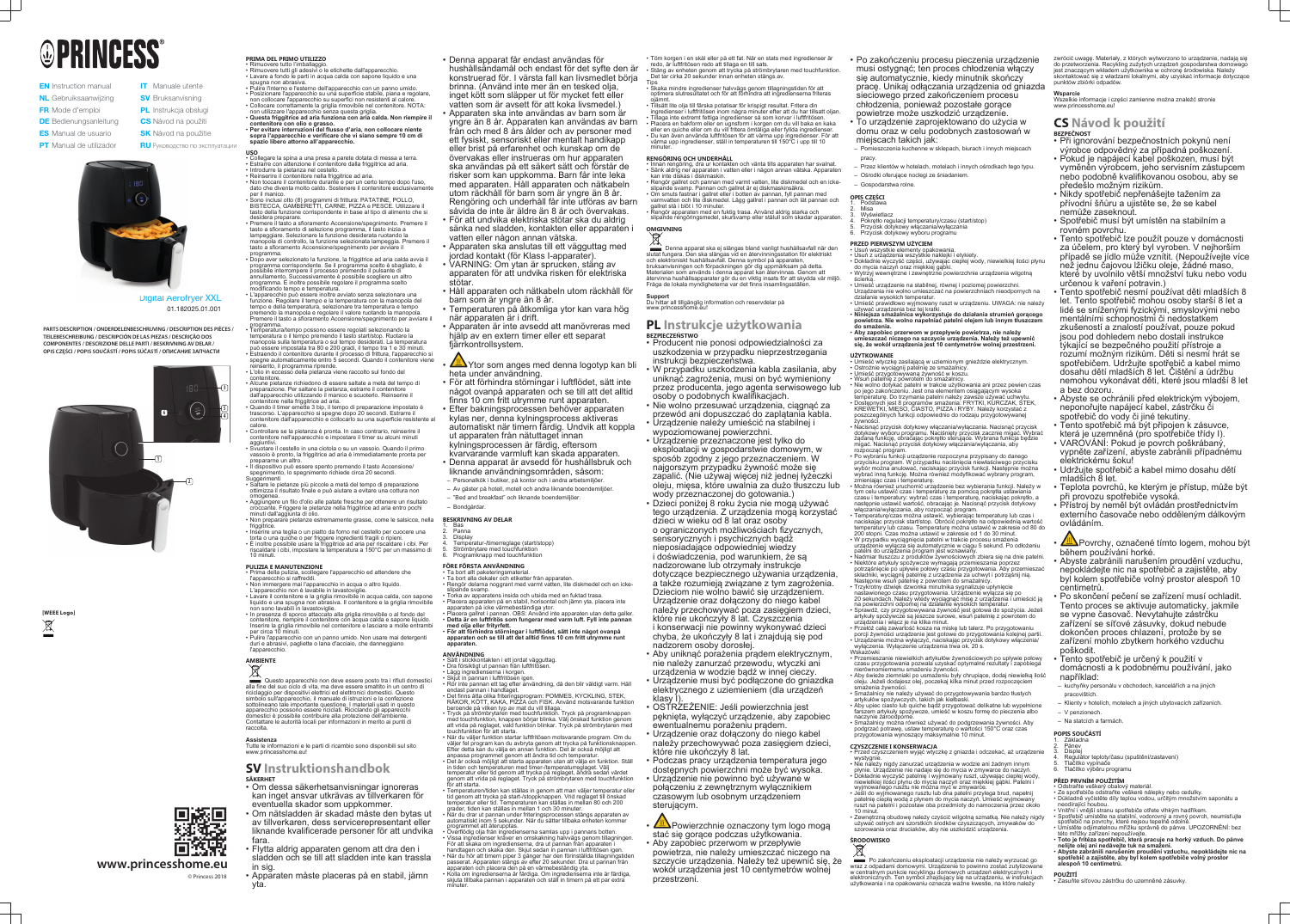# PRINCESS

**EN** Instruction manual
**NL** Gebruiksaanwijzing
**FR** Mode d'emploi
**DE** Bedienungsanleitung
**ES** Manual de usuario
**PT** Manual de utilizador
**IT** Manuale utente
**SV** Bruksanvisning
**PL** Instrukcja obsługi
**CS** Návod na použití
**SK** Návod na použitie
**RU** Руководство по эксплуатации

Digital Aerofryer XXL
01.182025.01.001

**PARTS DESCRIPTION / ONDERDELENBESCHRIJVING / DESCRIPTION DES PIÈCES / TEILEBESCHREIBUNG / DESCRIPCIÓN DE LAS PIEZAS / DESCRIÇÃO DOS COMPONENTES / DESCRIZIONE DELLE PARTI / BESKRIVNING AV DELAR / OPIS CZĘŚCI / POPIS SOUČÁSTÍ / POPIS SÚČASTÍ / ОПИСАНИЕ ЗАПЧАСТИ**

[WEEE Logo]

www.princesshome.eu
© Princess 2018

**PRIMA DEL PRIMO UTILIZZO**
- Rimuovere tutto l'imballaggio.
- Rimuovere tutti gli adesivi o le etichette dall'apparecchio.
- Lavare a fondo le parti in acqua calda con sapone liquido e una spugna non abrasiva.
- Pulire l'interno e l'esterno dell'apparecchio con un panno umido.
- Posizionare l'apparecchio su una superficie stabile, piana e regolare, non collocare l'apparecchio su superfici non resistenti al calore.
- Collocare correttamente la griglia rimovibile nel contenitore. NOTA: non utilizzare l'apparecchio senza questa griglia.
- **Questa friggitrice ad aria funziona con aria calda. Non riempire il contenitore con olio o grasso.**
- **Per evitare interruzioni del flusso d'aria, non collocare niente sopra l'apparecchio e verificare che vi siano sempre 10 cm di spazio libero attorno all'apparecchio.**

**USO**
- Collegare la spina a una presa a parete dotata di messa a terra.
- Estrarre con attenzione il contenitore dalla friggitrice ad aria.
- Introdurre la pietanza nel cestello.
- Reinserire il contenitore nella friggitrice ad aria.
- Non toccare il contenitore durante e per un certo tempo dopo l'uso, dato che diventa molto caldo. Sostenere il contenitore esclusivamente per il manico.
- Sono inclusi otto (8) programmi di frittura: PATATINE, POLLO, BISTECCA, GAMBERETTI, CARNE, PIZZA e PESCE. Utilizzare il tasto della funzione corrispondente in base al tipo di alimento che si desidera preparare.
- Premere il tasto a sfioramento Accensione/spegnimento. Premere il tasto a sfioramento di selezione programma, il tasto inizia a lampeggiare. Selezionare la funzione desiderata ruotando la manopola di controllo, la funzione selezionata lampeggia. Premere il tasto a sfioramento Accensione/spegnimento per avviare il programma.
- Dopo aver selezionato la funzione, la friggitrice ad aria calda avvia il programma corrispondente. Se il programma scelto è sbagliato, è possibile interromperi il processo premendo il pulsante di annullamento. Successivamente è possibile scegliere un altro programma. È inoltre possibile regolare il programma scelto modificando tempo e temperatura.
- L'apparecchio può essere inoltre avviato senza selezionare una funzione. Regolare il tempo e la temperatura con la manopola del tempo e della temperatura, selezionare tra temperatura e tempo premendo la manopola e regolare il valore ruotando la manopola. Premere il tasto a sfioramento Accensione/spegnimento per avviare il programma.
- Temperatura/tempo possono essere regolati selezionando la temperatura o il tempo premendo il tasto start/stop. Ruotare la manopola sulla temperatura o sul tempo desiderati. La temperatura può essere impostata tra 80 e 200 gradi, il tempo tra 1 e 30 minuti.
- Estraendo il contenitore durante il processo di frittura, l'apparecchio si spegne automaticamente entro 5 secondi. Quando il contenitore viene reinserito, il programma riprende.
- L'olio in eccesso della pietanza viene raccolto sul fondo del contenitore.
- Alcune pietanze richiedono di essere saltate a metà del tempo di preparazione. Per saltare la pietanza, estrarre il contenitore dall'apparecchio utilizzando il manico e scuoterlo. Reinserire il contenitore nella friggitrice ad aria.
- Quando il timer emette 3 bip, il tempo di preparazione impostato è trascorso. L'apparecchio si spegne dopo 20 secondi. Estrarre il contenitore dall'apparecchio e collocarlo su una superficie resistente al calore.
- Controllare se la pietanza è pronta. In caso contrario, reinserire il contenitore nell'apparecchio e impostare il timer su alcuni minuti aggiuntivi.
- Svuotare il cestello in una ciotola o su un vassoio. Quando il primo vassoio è pronto, la friggitrice ad aria è immediatamente pronta per prepararne un altro.
- Il dispositivo può essere spento premendo il tasto Accensione/ spegnimento, lo spegnimento richiede circa 20 secondi.

Suggerimenti
- Saltare le pietanze più piccole a metà del tempo di preparazione ottimizza il risultato finale e può aiutare a evitare una cottura non omogenea.
- Aggiungere un filo d'olio alle patate fresche per ottenere un risultato croccante. Friggere le pietanze nella friggitrice ad aria entro pochi minuti dall'aggiunta di olio.
- Non preparare pietanze estremamente grasse, come le salsicce, nella friggitrice.
- Inserire una teglia o un piatto da forno nel cestello per cuocere una torta o una quiche o per friggere ingredienti fragili o ripieni.
- È inoltre possibile usare la friggitrice ad aria per riscaldare i cibi. Per riscaldare i cibi, impostare la temperatura a 150°C per un massimo di 10 minuti.

**PULIZIA E MANUTENZIONE**
- Prima della pulizia, scollegare l'apparecchio ed attendere che l'apparecchio si raffreddi.
- Non immergere mai l'apparecchio in acqua o altro liquido. L'apparecchio non è lavabile in lavastoviglie.
- Lavare il contenitore e la griglia rimovibile in acqua calda, con sapone liquido e una spugna non abrasiva. Il contenitore e la griglia rimovibile non sono lavabili in lavastoviglie.
- In presenza di sporco attaccato alla griglia rimovibile o al fondo del contenitore, riempire il contenitore con acqua calda e sapone liquido. Inserire la griglia rimovibile nel contenitore e lasciare a molle entrambi per circa 10 minuti.
- Pulire l'apparecchio con un panno umido. Non usare mai detergenti duri e abrasivi, pagliette o lana d'acciaio, che danneggiano l'apparecchio.

**AMBIENTE**
Questo apparecchio non deve essere posto tra i rifiuti domestici alla fine del suo ciclo di vita, ma deve essere smaltito in un centro di riciclaggio per dispositivi elettrici ed elettronici domestici. Questo simbolo sull'apparecchio, il manuale di istruzioni e la confezione sottolineano tale importante questione. I materiali usati in questo apparecchio possono essere riciclati. Riciclando gli apparecchi domestici si contribuisce alla protezione dell'ambiente. Contattare le autorità locali per informazioni in merito ai punti di raccolta.

**Assistenza**
Tutte le informazioni e le parti di ricambio sono disponibili sul sito www.princesshome.eu!

## SV Instruktionshandbok

**SÄKERHET**
- Om dessa säkerhetsanvisningar ignoreras kan inget ansvar utkrävas av tillverkaren för eventuella skador som uppkommer.
- Om nätsladden är skadad måste den bytas ut av tillverkaren, dess servicerepresentant eller liknande kvalificerade personer för att undvika fara.
- Flytta aldrig apparaten genom att dra den i sladden och se till att sladden inte kan trassla in sig.
- Apparaten måste placeras på en stabil, jämn yta.
- Denna apparat får endast användas för hushållsändamål och endast för det syfte den är konstruerad för. I värsta fall kan livsmedlet börja brinna. (Använd inte mer än en tesked olja, inget kött som släpper ut för mycket fett eller vatten som är avsett att koka livsmedel.)
- Apparaten ska inte användas av barn som är yngre än 8 år. Apparaten kan användas av barn från och med 8 års ålder och av personer med ett fysiskt, sensoriskt eller mentalt handikapp eller brist på erfarenhet och kunskap om de övervakas eller instrueras om hur apparaten ska användas på ett säkert sätt och förstår de risker som kan uppkomma. Barn får inte leka med apparaten. Håll apparaten och nätkabeln utom räckhåll för barn som är yngre än 8 år. Rengöring och underhåll får inte utföras av barn såvida de inte är äldre än 8 år och övervakas.
- För att undvika elektriska stötar ska du aldrig sänka ned sladden, kontakten eller apparaten i vatten eller någon annan vätska.
- Apparaten ska anslutas till ett vägguttag med jordad kontakt (för Klass I-apparater).
- VARNING: Om ytan är sprucken, stäng av apparaten för att undvika risken för elektriska stötar.
- Håll apparaten och nätkabeln utom räckhåll för barn som är yngre än 8 år.
- Temperaturen på åtkomliga ytor kan vara hög när apparaten är i drift.
- Apparaten är inte avsedd att manövreras med hjälp av en extern timer eller ett separat fjärrkontrollsystem.
- Ytor som anges med denna logotyp kan bli heta under användning.
- För att förhindra störningar i luftflödet, sätt inte något ovanpå apparaten och se till att det alltid finns 10 cm fritt utrymme runt apparaten.
- Efter bakningsprocessen behöver apparaten kylas ner, denna kylningsprocess aktiveras automatiskt när timern färdig. Undvik att koppla ut apparaten från nättuttaget innan kylningsprocessen är färdig, eftersom kvarvarande varmluft kan skada apparaten.
- Denna apparat är avsedd för hushållsbruk och liknande användningsområden, såsom:
  – Personalkök i butiker, på kontor och i andra arbetsmiljöer.
  – Av gäster på hotell, motell och andra liknande boendemiljöer.
  – "Bed and breakfast" och liknande boendemiljöer.
  – Bondgårdar.

**BESKRIVNING AV DELAR**
1. Bas
2. Panna
3. Display
4. Temperatur-/timerreglage (start/stopp)
5. Strömbrytare med touchfunktion
6. Programknapp med touchfunktion

**FÖRE FÖRSTA ANVÄNDNING**
- Ta bort allt paketeringsmaterial.
- Ta bort alla dekaler och etiketter från apparaten.
- Rengör delarna noggrant med varmt vatten, lite diskmedel och en icke-slipande svamp.
- Torka av apparatens insida och utsida med en fuktad trasa.
- Placera apparaten på en stabil, horisontell och jämn yta, placera inte apparaten på icke värmebeständiga ytor.
- Placera gallret i pannan. OBS: Använd inte apparaten utan detta galler.
- **Detta är en luftfritös som fungerar med varm luft. Fyll inte pannan med olja eller fritytfett.**
- **För att förhindra störningar i luftflödet, sätt inte något ovanpå apparaten och se till att det alltid finns 10 cm fritt utrymme runt apparaten.**

**ANVÄNDNING**
- Sätt i stickkontakten i ett jordat vägguttag.
- Dra försiktigt ut pannan från luftfritösen.
- Lägg ingredienserna i korgen.
- Skjut in pannan i luftfritösen igen.
- Rör inte pannan vid eller efter användning, då den blir väldigt varm. Håll endast pannan i handtaget.
- Det finns åtta olika fritenngsprogram: POMMES, KYCKLING, STEK, RÄKOR, KÖTT, KAKA, PIZZA och FISK. Använd motsvarande funktion beroende på vilken typ av mat du vill tillaga.
- Tryck på strömbrytaren med touchfunktion. Tryck på programknappen med touchfunktion, knappen börjar blinka. Välj önskad funktion genom att vrida på reglaget, vald funktion blinkar. Tryck på strömbrytaren med touchfunktion för att starta.
- När du väljer funktion startar luftfritösen motsvarande program. Om du väljer fel program kan du avbryta genom att trycka på funktionsknappen. Efter detta kan du välja en annan funktion. Det är också möjligt att anpassa programmet genom att ändra tid och temperatur.
- Det är också möjligt att starta apparaten utan att välja en funktion. Ställ in tiden och temperaturen med timer-/temperaturreglaget. Välj temperatur eller tid genom att trycka på reglaget, ändra sedan värdet genom att vrida på reglaget. Tryck på strömbrytaren med touchfunktion för att starta.
- Temperaturen/tiden kan ställas in genom att man väljer temperatur eller tid genom att trycka på start-/stoppknappen. Vrid reglaget till önskad temperatur eller tid. Temperaturen kan ställas in mellan 80 och 200 grader, tiden kan ställas in mellan 1 och 30 minuter.
- När du drar ut pannan under fritenngsprocessen stängs apparaten av automatiskt inom 5 sekunder. När du sätter tillbaka enheten kommer programmet att återupptas.
- Överflödig olja från ingredienserna samlas upp i pannans botten.
- Vissa ingredienser kräver en omskakning halvvägs genom tillagningen. För att skaka om ingredienserna, dra ut pannan från apparaten i handtaget och skaka den. Skjut sedan in pannan i luftfritösen igen.
- När du hör att timern piper 3 gånger har den förinställda tillagningstiden passerat. Apparaten stängs av efter 20 sekunder. Dra ut pannan från apparaten och placera den på en värmebeständig yta.
- Kolla om ingredienserna är färdiga. Om ingredienserna inte är färdiga, skjuta tillbaka pannan i apparaten och ställ in timern på ett par extra minuter.
- Töm korgen i en skål eller på ett fat. När en stats med ingredienser är redo, är luftfritösen redo att tillaga en till sats.
- Stäng av enheten genom att trycka på strömbrytaren med touchfunktion. Det tar cirka 20 sekunder innan enheten stängs av.

Tips
- Skaka mindre ingredienser halvvägs genom tillagningstiden för att optimera slutresultatet och för att förhindra att ingredienserna friteras ojämnt.
- Tillsätt lite olja till färska potatisar för krispigt resultat. Fritera din ingredienser i luftfritösen inom några minuter efter att du har tillsatt oljan.
- Tillaga inte extremt fettiga ingredienser så som korvar i luftfritösen.
- Placera en bakform eller en ugnsform i korgen om du vill baka en kaka eller en quiche eller om du vill fritera ömtåliga eller fyllda ingredienser.
- Du kan även använda luftfritösen för att värma upp ingredienser. För att värma upp ingredienser, ställ in temperaturen till 150°C i upp till 10 minuter.

**RENGÖRING OCH UNDERHÅLL**
- Innan rengöring, dra ur kontakten och vänta tills apparaten har svalnat.
- Sänk aldrig ner apparaten i vatten eller i någon annan vätska. Apparaten kan inte diskas i diskmaskin.
- Rengör gallret och pannan med varmt vatten, lite diskmedel och en icke-slipande svamp. Pannan och gallret är ej diskmaskinsäkra.
- Om smuts fastnar i gallret eller i botten av pannan, fyll pannan med varmvatten och lite diskmedel. Lägg gallret i pannan och låt pannan och gallret stå i blöt i 10 minuter.
- Rengör apparaten med en fuktig trasa. Använd aldrig starka och slipande rengöringsmedel, skursvamp eller stålull som skadar apparaten.

**OMGIVNING**
Denna apparat ska ej slängas bland vanligt hushållsavfall när den slutat fungera. Den ska slängas vid en återvinningsstation för elektriskt och elektroniskt hushållsavfall. Denna symbol på apparaten, bruksanvisningen och förpackningen gör dig uppmärksam på detta. Materialen som används i denna apparat kan återvinnas. Genom att återvinna hushållsapparater gör du en viktig insats för att skydda vår miljö. Fråga de lokala myndigheterna var det finns insamlingsställen.

**Support**
Du hittar all tillgänglig information och reservdelar på www.princesshome.eu!

## PL Instrukcje użytkowania

**BEZPIECZEŃSTWO**
- Producent nie ponosi odpowiedzialności za uszkodzenia w przypadku nieprzestrzegania instrukcji bezpieczeństwa.
- W przypadku uszkodzenia kabla zasilania, aby uniknąć zagrożenia, musi on być wymieniony przez producenta, jego agenta serwisowego lub osoby o podobnych kwalifikacjach.
- Nie wolno przesuwać urządzenia, ciągnąć za przewód ani dopuszczać do zaplątania kabla.
- Urządzenie należy umieścić na stabilnej i wypoziomowanej powierzchni.
- Urządzenie przeznaczone jest tylko do eksploatacji w gospodarstwie domowym, w sposób zgodny z jego przeznaczeniem. W najgorszym przypadku żywność może się zapalić. (Nie używaj więcej niż jednej łyżeczki oleju, mięsa, które uwalnia za dużo tłuszczu lub wody przeznaczonej do gotowania.)
- Dzieci poniżej 8 roku życia nie mogą używać tego urządzenia. Z urządzenia mogą korzystać dzieci w wieku od 8 lat oraz osoby o ograniczonych możliwościach fizycznych, sensorycznych i psychicznych bądź nieposiadające odpowiedniej wiedzy i doświadczenia, pod warunkiem, że są nadzorowane lub otrzymały instrukcje dotyczące bezpiecznego używania urządzenia, a także rozumieją związane z tym zagrożenia. Dzieciom nie wolno bawić się urządzeniem. Urządzenie oraz dołączony do niego kabel należy przechowywać poza zasięgiem dzieci, które nie ukończyły 8 lat. Czyszczenia i konserwacji nie powinny wykonywać dzieci chyba, że ukończyły 8 lat i znajdują się pod nadzorem osoby dorosłej.
- Aby uniknąć porażenia prądem elektrycznym, nie należy zanurzać przewodu, wtyczki ani urządzenia w wodzie bądź w innej cieczy.
- Urządzenie musi być podłączone do gniazdka elektrycznego z uziemieniem (dla urządzeń klasy I).
- OSTRZEŻENIE: Jeśli powierzchnia jest pęknięta, wyłącz urządzenie, aby zapobiec ewentualnemu porażeniu prądem.
- Urządzenie oraz dołączony do niego kabel należy przechowywać poza zasięgiem dzieci, które nie ukończyły 8 lat.
- Podczas pracy urządzenia temperatura jego dostępnych powierzchni może być wysoka.
- Urządzenie nie powinno być używane w połączeniu z zewnętrznym wyłącznikiem czasowym lub osobnym urządzeniem sterującym.
- Powierzchnie oznaczony tym logo mogą stać się gorące podczas użytkowania.
- Aby zapobiec przerwom w przepływie powietrza, nie należy umieszczać niczego na szczycie urządzenia. Należy też upewnić się, że wokół urządzenia jest 10 centymetrów wolnej przestrzeni.
- Po zakończeniu procesu pieczenia urządzenie musi ostygnąć; ten proces chłodzenia włączy się automatycznie, kiedy minutnik skończy pracę. Unikaj odłączania urządzenia od gniazda sieciowego przed zakończeniem procesu chłodzenia, ponieważ pozostałe gorące powietrze może uszkodzić urządzenie.
- To urządzenie zaprojektowano do użycia w domu oraz w celu podobnych zastosowań w miejscach takich jak:
  – Pomieszczenia kuchenne w sklepach, biurach i innych miejscach pracy.
  – Przez klientów w hotelach, motelach i innych ośrodkach tego typu.
  – Ośrodki oferujące noclegi ze śniadaniem.
  – Gospodarstwa rolne.

**OPIS CZĘŚCI**
1. Podstawa
2. Misa
3. Wyświetlacz
4. Pokrętło regulacji temperatury/czasu (start/stop)
5. Przycisk dotykowy włączania/wyłączania
6. Przycisk dotykowy wyboru programu

**PRZED PIERWSZYM UŻYCIEM**
- Usuń wszystkie elementy opakowania.
- Usuń z urządzenia wszystkie naklejki i etykiety.
- Dokładnie wyczyść części, używając ciepłej wody, niewielkiej ilości płynu do mycia naczyń oraz miękkiej gąbki.
- Wytrzyj wewnętrzne i zewnętrzne powierzchnie urządzenia wilgotną ściereką.
- Umieść urządzenie na stabilnej, równej i poziomej powierzchni. Urządzenia nie wolno umieszczać na powierzchniach nieodpornych na działanie wysokich temperatur.
- Umieść prawidłowo wyjmowany ruszt w urządzeniu. UWAGA: nie należy używać urządzenia bez tej kratki.
- **Niniejsza smażalnica wykorzystuje do działania strumień gorącego powietrza. Nie wolno napełniać patelni olejem lub innym tłuszczem do smażenia.**
- **Aby zapobiec przerwom w przepływie powietrza, nie należy umieszczać niczego na szczycie urządzenia. Należy też upewnić się, że wokół urządzenia jest 10 centymetrów wolnej przestrzeni.**

**UŻYTKOWANIE**
- Umieść wtyczkę zasilającą w uziemionym gniazdzie elektrycznym.
- Ostrożnie wyciągnij patelnię ze smażalnicy.
- Umieść przygotowywaną żywność w koszu.
- Wsuń patelnię z powrotem do smażalnicy.
- Nie wolno dotykać patelni w trakcie użytkowania ani przez pewien czas po jego zakończeniu – jest ona elementem osiągającym wysoką temperaturę. Do trzymania patelni należy zawsze używać uchwytu.
- Dostępnych jest 8 programów smażenia: FRYTKI, KURCZAK, STEK, KREWETKI, MIĘSO, CIASTO, PIZZA i RYBY. Należy korzystać z poszczególnych funkcji odpowiednio do rodzaju przygotowywanej żywności.
- Naciśnij przycisk dotykowy włączania/wyłączania. Naciśnij przycisk dotykowy wyboru programu. Naciśnięty przycisk zacznie migać. Wybierz żądaną funkcję, obracając pokrętło sterujące. Wybrana funkcja będzie migać. Naciśnij przycisk dotykowy włączania/wyłączania, aby rozpocząć program.
- Po wybraniu funkcji urządzenie rozpoczyna przypisany do danego przycisku program. W przypadku naciśnięcia niewłaściwego przycisku wybór można anulować, naciskając przycisk funkcji. Następnie można wybrać inną funkcję. Można również modyfikować wybrany program, zmieniając czas i temperaturę.
- Można również uruchomić urządzenie bez wybierania funkcji. Należy w tym celu ustawić czas i temperaturę za pomocą pokrętła ustawiania czasu i temperatury: wybrać czas i temperaturę, naciskając pokrętło, a następnie ustawić wartość, obracając je. Naciśnij przycisk dotykowy włączania/wyłączania, aby rozpocząć program.
- Temperaturę/czas można ustawić, wybierając temperaturę lub czas i naciskając przycisk start/stop. Obróć pokrętło na odpowiednią wartość temperatury lub czasu. Temperaturę można ustawić w zakresie od 80 do 200 stopni. Czas można ustawić w zakresie od 1 do 30 minut.
- W przypadku wyciągnięcia patelni w trakcie procesu smażenia urządzenie wyłącza się automatycznie w ciągu 5 sekund. Po odłożeniu patelni do urządzenia program jest wznawiany.
- Nadmiar tłuszczu z produktów żywnościowych zbiera się na dnie patelni.
- Niektóre artykuły spożywcze wymagają przemieszania porcze potrzątnięcie po upływie połowy czasu przygotowania. Aby przemieszać składniki, wyciągnij patelnię z urządzenia za pomocą uchwytu i potrząśnij nią. Następnie wsuń patelnię z powrotem do smażalnicy.
- Trzykrotny dźwięk dzwonka minutnika sygnalizuje upłynięcie nastawionego czasu przygotowania. Urządzenie wyłącza się po 20 sekundach. Należy wtedy wyciągnąć misę z urządzenia i umieścić ją na powierzchni odpornej na działanie wysokich temperatur.
- Sprawdź, czy przygotowywana żywność jest gotowa do spożycia. Jeżeli artykuły spożywcze są jeszcze surowe, wsuń patelnię z powrotem do urządzenia i ustaw ją na kilka minut.
- Przełóż całą zawartość kosza na miskę lub talerz. Po przygotowaniu porcji żywności urządzenie jest gotowe do przygotowania kolejnej partii.
- Urządzenie można wyłączyć, naciskając przycisk dotykowy włączania/ wyłączania. Wyłączenie urządzenia trwa ok. 20 s.

Wskazówki
- Przemieszanie niewielkich artykułów żywnościowych po upływie połowy czasu przygotowania pozwala uzyskać optymalne rezultaty i zapobiega nierównomiernemu smażeniu żywności.
- Aby świeże ziemniaki po usmażeniu były chrupiące, dodaj niewielką ilość oleju. Jeżeli dodajesz olej, poczekaj kilka minut przed rozpoczęciem smażenia żywności.
- Smażalnicy nie należy używać do przygotowywania bardzo tłustych artykułów spożywczych, takich jak kiełbaski.
- Aby upiec ciasto lub quiche bądź przygotować delikatne lub wypełnione farszem artykuły spożywcze, umieść w koszu formę do pieczenia albo naczynie żaroodporne.
- Smażalnicy można również używać do podgrzewania żywności. Aby podgrzać potrawy, ustaw temperaturę o wartości 150°C oraz czas przygotowania wynoszący maksymalnie 10 minut.

**CZYSZCZENIE I KONSERWACJA**
- Przed czyszczeniem wyjąć wtyczkę z gniazda i odczekać, aż urządzenie wystygnie.
- Nie należy nigdy zanurzać urządzenia w wodzie ani żadnym innym płynie. Urządzenie nie nadaje się do mycia w zmywarce do naczyń.
- Dokładnie wyczyść patelnię i wyjmowany ruszt, używając ciepłej wody, niewielkiej ilości płynu do mycia naczyń oraz miękkiej gąbki. Patelni i wyjmowanego rusztu nie można myć w zmywarce.
- Jeśli do wyjmowanego rusztu lub dna patelni przylega brud, napełnij patelnię ciepłą wodą z płynem do mycia naczyń. Umieść wyjmowany ruszt na patelni i pozostaw oba przedmioty do namoczenia przez około 10 minut.
- Zewnętrzną obudowę należy czyścić wilgotną szmatką. Nie należy nigdy używać ostrych ani szorstkich środków czyszczących, zmywaków do szorowania oraz druciaków, aby nie uszkodzić urządzenia.

**ŚRODOWISKO**
Po zakończeniu eksploatacji urządzenia nie należy wyrzucać go wraz z odpadami domowymi. Urządzenie to powinno zostać zutylizowane w centralnym punkcie recyklingu domowych urządzeń elektrycznych i elektronicznych. Ten symbol znajdujący się na urządzeniu, w instrukcjach użytkowania i na opakowaniu oznacza ważne kwestie, na które należy zwrócić uwagę. Materiały, z których wytworzono to urządzenie, nadają się do przetworzenia. Recykling zużytych urządzeń gospodarstwa domowego jest znaczącym wkładem użytkownika w ochronę środowiska. Należy skontaktować się z władzami lokalnymi, aby uzyskać informacje dotyczące punktów zbiórki odpadów.

**Wsparcie**
Wszelkie informacje i części zamienne można znaleźć stronie www.princesshome.eu!

## CS Návod k použití

**BEZPEČNOST**
- Při ignorování bezpečnostních pokynů není výrobce odpovědný za případná poškození.
- Pokud je napájecí kabel poškozen, musí být vyměněn výrobcem, jeho servisním zástupcem nebo podobně kvalifikovanou osobou, aby se předešlo možným rizikům.
- Nikdy spotřebič nepřenášejte tažením za přívodní kabel a ujistěte se, že se kabel nemůže zaseknout.
- Spotřebič musí být umístěn na stabilním a rovném povrchu.
- Tento spotřebič lze použít pouze v domácnosti za účelem, pro který byl vyroben. V nejhorším případě se jídlo může vznítit. (Nepoužívejte více než jednu čajovou lžičku oleje, žádné maso, které by uvolnilo větší množství tuku nebo vodu určenou k vaření potravin.)
- Tento spotřebič nesmí používat děti mladší 8 let. Tento spotřebič mohou osoby starší 8 let a lidé se sníženými fyzickými, smyslovými nebo mentálními schopnostmi či nedostatkem zkušeností a znalostí používat, pouze pokud jsou pod dohledem nebo dostali instrukce týkající se bezpečného použití přístroje a rozumí možným rizikům. Děti si nesmí hrát se spotřebičem. Udržujte spotřebič a kabel mimo dosahu dětí mladších 8 let. Čištění a údržbu nemohou vykonávat děti, které jsou mladší 8 let a bez dozoru.
- Abyste se ochránili před elektrickým výbojem, neponořujte napájecí kabel, zástrčku či spotřebič do vody či jiné tekutiny.
- Tento spotřebič má být připojen k zásuvce, která je uzemněná (pro spotřebiče třídy I).
- VAROVÁNÍ: Pokud je povrch poškrábaný, vypněte zařízení, abyste zabránili případnému elektrickému šoku!
- Udržujte spotřebič a kabel mimo dosahu dětí mladších 8 let.
- Teplota povrchů, ke kterým je přístup, může být při provozu spotřebiče vysoká.
- Přístroj by neměl být ovládán prostřednictvím externího časovače nebo odděleným dálkovým ovládáním.
- Povrchy, označené tímto logem, mohou být během používání horké.
- Abyste zabránili narušením proudění vzduchu, nepokládejte nic na spotřebič a zajistěte, aby byl kolem spotřebiče volný prostor alespoň 10 centimetrů.
- Po skončení pečení se zařízení musí ochladit. Tento proces se aktivuje automaticky, jakmile se vypne časovač. Nevytahujte zástrčku zařízení ze síťové zásuvky, dokud nebude dokončen proces chlazení, protože by se zařízení mohlo zbytkem horkého vzduchu poškodit.
- Tento spotřebič je určený k použití v domácnosti a k podobnému používání, jako například:
  – kuchyňky personálu v obchodech, kancelářích a na jiných pracovištích.
  – Klienty v hotelích, motelech a jiných ubytovacích zařízeních.
  – V penzionech.
  – Na statcích a farmách.

**POPIS SOUČÁSTÍ**
1. Základna
2. Pánev
3. Displej
4. Regulátor teploty/času (spuštění/zastavení)
5. Tlačítko vypínače
6. Tlačítko výběru programu

**PŘED PRVNÍM POUŽITÍM**
- Odstraňte veškerý obalový materiál.
- Ze spotřebiče odstraňte veškeré nálepky nebo cedulky.
- Důkladně vyčistěte díly teplou vodou, určitým množstvím saponátu a neodírající houbou.
- Vnitřní i vnější stranu spotřebiče otřete vlhkým hadříkem.
- Spotřebič umístěte na stabilní, vodorovný a rovný povrch, neumisťujte spotřebič na povrchy, které nejsou tepelně odolné.
- Umístěte odjímatelnou mřížku správně do pánve. UPOZORNĚNÍ: bez této mřížky zařízení nepoužívejte.
- **Toto je fritéza spotřebič, která pracuje na horký vzduch. Do pánve nelijte olej ani nedávejte tuk na smažení.**
- **Abyste zabránili narušením proudění vzduchu, nepokládejte nic na spotřebič a zajistěte, aby byl kolem spotřebiče volný prostor alespoň 10 centimetrů.**

**POUŽITÍ**
- Zasuňte síťovou zástrčku do uzemněné zásuvky.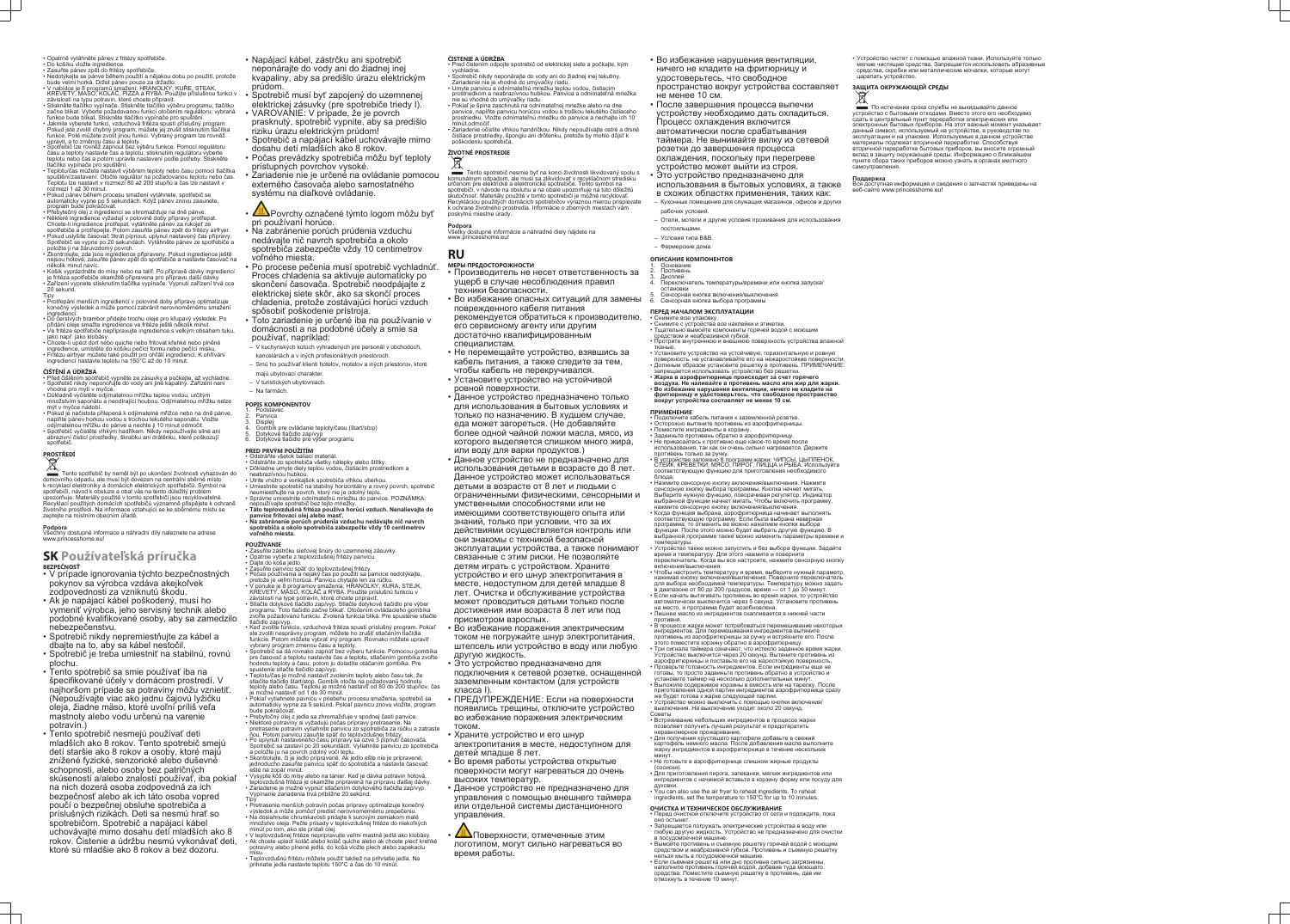• Opatrně vytáhněte pánev z fritézy spotřebiče.
• Do košíku vložte ingredience.
• Zasuňte pánev zpět do fritézy spotřebiče.
• Nedotýkejte se pánve během použití a nějakou dobu po použití, protože bude velmi horká. Držet pánev pouze za držadlo.
• V nabídce je 8 programů smažení: HRANOLKY, KUŘE, STEAK, KREVETY, MASO, KOLÁČ, PIZZA a RYBA. Použijte příslušnou funkci v závislosti na typu potravin, které chcete připravit.
• Stiskněte tlačítko vypínače. Stiskněte tlačítko výběru programu; tlačítko začne blikat. Vyberte požadovanou funkci otočením regulátoru; vybraná funkce bude blikat. Stiskněte tlačítko vypínače pro spuštění.
• Jakmile vyberete funkci, vzduchová fritéza spustí příslušný program. Pokud jste zvolili chybný program, můžete jej zrušit stisknutím tlačítka funkce. Poté můžete zvolit jinou funkci. Vybraný program lze rovněž upravit, a to změnou času a teploty.
• Spotřebič lze rovněž zapnout bez výběru funkce. Pomocí regulátoru času a teploty nastavte čas a teplotu; stisknutím regulátoru vyberte teploty nebo čas a potom upravte nastavení podle potřeby. Stiskněte tlačítko vypínače pro spuštění.
• Teplotu/čas můžete nastavit výběrem teploty nebo času pomocí tlačítka spuštění/zastavení. Otočte regulátor na požadovanou hodnotu teploty. Teplotu lze nastavit v rozmezí 80 až 200 stupňů a čas lze nastavit v rozmezí 1 až 30 minut.
• Pokud pánev během procesu smažení vytáhnete, spotřebič se automaticky vypne po 5 sekundách. Když pánev znovu zasunete, program bude pokračovat.
• Přebytečný olej z ingrediencí se shromažďuje na dně pánve.
• Některé ingredience vyžadují v polovině doby přípravy protřepat. Chcete-li ingredience protřepat, vytáhněte pánev za rukojeť ze spotřebiče a protřepejte. Potom zasuňte pánev zpět do fritézy airfryer.
• Pokud uslyšíte časovač 3krát pípnout, uplynul nastavený čas přípravy. Spotřebič se vypne po 20 sekundách. Vytáhněte pánev ze spotřebiče a položte ji na žáruvzdorný povrch.
• Zkontrolujte, zda jsou ingredience připraveny. Pokud ingredience ještě nejsou hotové, zasuňte pánev zpět do spotřebiče a nastavte časovač na několik minut navíc.
• Košík vyprázdněte do misy nebo na talíř. Po přípravě dávky ingrediencí je fritéza spotřebiče okamžitě připravena pro přípravu další dávky.
• Zařízení vypnete stisknutím tlačítka vypínače. Vypnutí zařízení trvá cca 20 sekund.

Tipy
• Protřepání menších ingrediencí v polovině doby přípravy optimalizuje konečný výsledek a může pomoci zabránit nerovnoměrnému smažení ingrediencí.
• Do čerstvých hranolek přidejte trochu oleje pro křupavý výsledek. Po přidání oleje smažte ingredience ve fritéze ještě několik minut.
• Ve fritéze spotřebiče nepřipravujte ingredience s velkým obsahem tuku, jako např. jako klobásy.
• Chcete-li upéct dort nebo quiche nebo fritovat křehké nebo plněné ingredience, umístěte do košíku pečicí formu nebo pečicí misku.
• Fritézu airfryer můžete také použít pro ohřát ingrediencí. K ohřívání ingrediencí nastavte teplotu na 150°C až do 10 minut.

### ČIŠTĚNÍ A ÚDRŽBA
• Před čištěním spotřebič vyjměte ze zásuvky a počkejte, až vychladne.
• Spotřebič nikdy neponořujte do vody ani jiné kapaliny. Zařízení není vhodné pro mytí v myčce.
• Důkladně vyčistěte odjímatelnou mřížku teplou vodou, určitým množstvím saponátu a neodírající houbou. Odjímatelnou mřížku nelze mýt v myčce nádobí.
• Pokud je nečistota připevnená k odjímatelné mřížce nebo na dně pánve, naplňte pánev horkou vodou s trochou tekutého saponátu. Vložte odjímatelnou mřížku do pánve a nechte ji 10 minut odmočit.
• Spotřebič vyčistěte vlhkým hadříkem. Nikdy nepoužívejte silné ani abrazivní čisticí prostředky, škrabku ani drátěnku, které poškozují spotřebič.

### PROSTŘEDÍ
Tento spotřebič by neměl být po ukončení životnosti vyhazován do domovního odpadu, ale musí být dovezen na centrální sběrné místo k recyklaci elektroniky a domácích elektrických spotřebičů. Symbol na spotřebiči, návod k obsluze a obal vás na tento důležitý problém upozorňuje. Materiály použité v tomto spotřebiči jsou recyklovatelné. Recyklací použitých domácích spotřebičů významně přispějete k ochraně životního prostředí. Na informace vztahující se ke sběrnému místu se zeptejte na místním obecním úřadě.

**Podpora**
Všechny dostupné informace a náhradní díly naleznete na adrese www.princesshome.eu!

## SK Používateľská príručka

### BEZPEČNOSŤ
• V prípade ignorovania týchto bezpečnostných pokynov sa výrobca vzdáva akejkoľvek zodpovednosti za vzniknutú škodu.
• Ak je napájací kábel poškodený, musí ho vymeniť výrobca, jeho servisný technik alebo podobné kvalifikované osoby, aby sa zamedzilo nebezpečenstvu.
• Spotrebič nikdy nepremiestňujte za kábel a dbajte na to, aby sa kábel nestočil.
• Spotrebič je treba umiestniť na stabilnú, rovnú plochu.
• Tento spotrebič sa smie používať iba na špecifikované účely v domácom prostredí. V najhoršom prípade sa potraviny môžu vznietiť. (Nepoužívajte viac ako jednu čajovú lyžičku oleja, žiadne mäso, ktoré uvoľní príliš veľa mastnoty alebo vodu určenú na varenie potravín.)
• Tento spotrebič nesmú používať deti mladších ako 8 rokov. Tento spotrebič smejú deti staršie ako 8 rokov a osoby, ktoré majú znížené fyzické, senzorické alebo duševné schopnosti, alebo osoby bez patričných skúseností a/alebo znalostí používať, iba pokiaľ na nich dozerá osoba zodpovedná za ich bezpečnosť alebo ak ich táto osoba vopred poučí o bezpečnej obsluhe spotrebiča a príslušných rizikách. Deti sa nesmú hrať so spotrebičom. Spotrebič a napájací kábel uchovávajte mimo dosahu detí mladších ako 8 rokov. Čistenie a údržbu nesmú vykonávať deti, ktoré sú mladšie ako 8 rokov a bez dozoru.
• Napájací kábel, zástrčku ani spotrebič neponárajte do vody ani do žiadnej inej kvapaliny, aby sa predišlo úrazu elektrickým prúdom.
• Spotrebič musí byť zapojený do uzemnenej elektrickej zásuvky (pre spotrebiče triedy I).
• VAROVANIE: V prípade, že je povrch prasknutý, spotrebič vypnite, aby sa predišlo riziku úrazu elektrickým prúdom!
• Spotrebič a napájací kábel uchovávajte mimo dosahu detí mladších ako 8 rokov.
• Počas prevádzky spotrebiča môžu byť teploty prístupných povrchov vysoké.
• Zariadenie nie je určené na ovládanie pomocou externého časovača alebo samostatného systému na diaľkové ovládanie.
• Povrchy označené týmto logom môžu byť pri používaní horúce.
• Na zabránenie porúch prúdenia vzduchu nedávajte nič navrch spotrebiča a okolo spotrebiča zabezpečte vždy 10 centimetrov voľného miesta.
• Po procese pečenia musí spotrebič vychladnúť. Proces chladenia sa aktivuje automaticky po skončení časovača. Spotrebič neodpájajte z elektrickej siete skôr, ako sa skončí proces chladenia, pretože zostávajúci horúci vzduch spôsobí poškodenie prístroja.
• Toto zariadenie je určené iba na používanie v domácnosti a na podobné účely a smie sa používať, napríklad:
– V kuchynských kútoch vyhradených pre personál v obchodoch, kanceláriách a v iných profesionálnych priestoroch.
– Smú ho používať klienti hotelov, motelov a iných priestorov, ktoré majú ubytovací charakter.
– V turistických ubytovniach.
– Na farmách.

### POPIS KOMPONENTOV
1. Podstavec
2. Panvica
3. Displej
4. Gombík pre ovládanie teploty/času (štart/stop)
5. Dotykové tlačidlo zap/vyp
6. Dotykové tlačidlo pre výber programu

### PRED PRVÝM POUŽITÍM
• Odstráňte všetok baliaci materiál.
• Odstráňte zo spotrebiča všetky nálepky alebo štítky.
• Dôkladne umyte diely teplou vodou, čistiacim prostriedkom a neabrazívnou hubkou.
• Utrite vnútro a vonkajšok spotrebiča vlhkou utierkou.
• Umiestnite spotrebič na stabilný horizontálny a rovný povrch, spotrebič neumiestňujte na povrch, ktorý nie je odolný teplu.
• Správne umiestnite odjímateľnú mriežku do panvice. POZNÁMKA: nepoužívajte spotrebič bez tejto mriežky.
• **Táto teplovzdušná fritéza pracuje horúci vzduch. Nenalievajte do panvice fritovací olej alebo masť.**
• **Na zabránenie porúch prúdenia vzduchu nedávajte nič navrch spotrebiča a okolo spotrebiča zabezpečte vždy 10 centimetrov voľného miesta.**

### POUŽÍVANIE
• Zasuňte zástrčku sieťovej šnúry do uzemnenej zásuvky.
• Opatrne vyberte z teplovzdušnej fritézy panvicu.
• Dajte do koša jedlo.
• Zasuňte panvicu späť do teplovzdušnej fritézy.
• Počas používania a nejaký čas po použití sa panvice nedotýkajte, pretože je veľmi horúca. Panvicu chytajte len za rúčku.
• V ponuke je 8 programov smaženia: HRANOLKY, KURA, STEAK, KREVETY, MÄSO, KOLÁČ a RYBA. Použite príslušnú funkciu v závislosti na type potravín, ktoré chcete pripraviť.
• Stlačte dotykové tlačidlo zap/vyp. Stlačte dotykové tlačidlo pre výber programu. Toto tlačidlo začne blikať. Otočením ovládacieho gombíka zvoľte požadovanú funkciu. Zvolená funkcia bliká. Pre spustenie stlačte tlačidlo zap/vyp.
• Keď zvolíte funkciu, vzduchová fritéza spustí príslušný program. Pokiaľ ste zvolili nesprávny program, môžete ho zrušiť stlačením tlačidla funkcie. Potom môžete vybrať iný program. Rovnako môžete upraviť vybraný program zmenou času a teploty.
• Spotrebič sa dá rovnako zapnúť bez výberu funkcie. Pomocou gombíka pre časovač a teplotu nastavte čas a teplotu, stlačením gombíka zvoľte hodnotu teploty a času, potom ju doladíte otáčaním gombíka. Pre spustenie stlačte tlačidlo zap/vyp.
• Teplotu/čas je možné nastaviť zvolením teploty alebo času tak, že stlačíte tlačidlo štart/stop. Gombík otočte na požadovanú hodnotu teploty alebo času. Teplotu je možné nastaviť od 80 do 200 stupňov, čas je možné nastaviť od 1 do 30 minút.
• Pokiaľ vytiahnete panvicu v priebehu procesu smaženia, spotrebič sa automaticky vypne za 5 sekúnd. Pokiaľ panvicu znovu vložíte, program bude pokračovať.
• Prebytočný olej z jedla sa zhromažďuje v spodnej časti panvice.
• Niektoré potraviny si vyžadujú počas prípravy pretrasenie. Na pretrasenie potravín vytiahnite panvicu zo spotrebiča za rúčku a zatraste ňou. Potom panvicu zasuňte späť do teplovzdušnej fritézy.
• Po uplynutí nastaveného času prípravy sa ozve 3 pípnutí časovača. Spotrebič sa zastaví po 20 sekundách. Vytiahnite panvicu zo spotrebiča a položte ju na povrch odolný voči teplu.
• Skontrolujte, či je jedlo pripravené. Ak jedlo ešte nie je pripravené, jednoducho zasuňte panvicu späť do spotrebiča a nastavte časovač ešte na pár minút.
• Vysypte kôš do misy alebo na tanier. Keď je dávka potravín hotová, teplovzdušná fritéza je okamžite pripravená na prípravu ďalšej dávky.
• Zariadenie je možné vypnúť stlačením dotykového tlačidla zap/vyp. Vypínanie zariadenia trvá približne 20 sekúnd.

Tipy
• Pretrasenie menších potravín počas prípravy optimalizuje konečný výsledok a môže pomôcť predísť nerovnomernému prepečeniu.
• Na dosiahnutie chrumkavosti pridajte k surovým zemiakom malé množstvo oleja. Potom prísady v teplovzdušnej fritéze do niekoľkých minút po tom, ako ste pridali olej.
• V teplovzdušnej fritéze nepripravujte veľmi mastné jedlá ako klobásy.
• Ak chcete upiecť koláč alebo koláč quiche alebo ak chcete piecť krehké potraviny alebo plnené jedlá, do koša vložte plech alebo zapekaciu misu.
• Teplovzdušnú fritézu môžete použiť taktiež na prihriatie jedla. Na prihriatie jedla nastavte teplotu 150°C a čas do 10 minút.

### ČISTENIE A ÚDRŽBA
• Pred čistením odpojte spotrebič od elektrickej siete a počkajte, kým vychladne.
• Spotrebič nikdy neponárajte do vody ani do žiadnej inej tekutiny. Zariadenie nie je vhodné do umývačky riadu.
• Umyte panvicu a odnímateľnú mriežku teplou vodou, čistiacim prostriedkom a neabrazívnou hubkou. Panvica a odnímateľná mriežka nie sú vhodné do umývačky riadu.
• Pokiaľ je špina zaschnutá na odnímateľnej mriežke alebo na dne panvice, naplňte panvicu horúcou vodou s troškou tekutého čistiaceho prostriedku. Vložte odnímateľnú mriežku do panvice a nechajte ich 10 minút odmočiť.
• Zariadenie očistite vlhkou handričkou. Nikdy nepoužívajte ostré a drsné čistiace prostriedky, špongiu ani drôtenku, pretože by mohlo dôjsť k poškodeniu spotrebiča.

### ŽIVOTNÉ PROSTREDIE
Tento spotrebič nesmie byť na konci životnosti likvidovaný spolu s komunálnym odpadom, ale musí sa zlikvidovať v recyklačnom stredisku určenom pre elektrické a elektronické spotrebiče. Tento symbol na spotrebiči, v návode na obsluhu a na obale upozorňuje na túto dôležitú skutočnosť. Materiály použité v tomto spotrebiči je možné recyklovať. Recykláciou použitých domácich spotrebičov výraznou mierou prispievate k ochrane životného prostredia. Informácie o zberných miestach vám poskytnú miestne úrady.

**Podpora**
Všetky dostupné informácie a náhradné diely nájdete na www.princesshome.eu!

## RU

### МЕРЫ ПРЕДОСТОРОЖНОСТИ
• Производитель не несет ответственность за ущерб в случае несоблюдения правил техники безопасности.
• Во избежание опасных ситуаций для замены поврежденного кабеля питания рекомендуется обратиться к производителю, его сервисному агенту или другим достаточно квалифицированным специалистам.
• Не перемещайте устройство, взявшись за кабель питания, а также следите за тем, чтобы кабель не перекручивался.
• Установите устройство на устойчивой ровной поверхности.
• Данное устройство предназначено только для использования в бытовых условиях и только по назначению. В худшем случае, еда может загореться. (Не добавляйте более одной чайной ложки масла, мясо, из которого выделяется слишком много жира, или воду для варки продуктов.)
• Данное устройство не предназначено для использования детьми в возрасте от 8 лет. Данное устройство может использоваться детьми в возрасте от 8 лет и людьми с ограниченными физическими, сенсорными и умственными способностями или не имеющими соответствующего опыта или знаний, только при условии, что за их действиями осуществляется контроль или они знакомы с техникой безопасной эксплуатации устройства, а также понимают связанные с этим риски. Не позволяйте детям играть с устройством. Храните устройство и его шнур электропитания в месте, недоступном для детей младше 8 лет. Очистка и обслуживание устройства может проводиться детьми только после достижения ими возраста 8 лет и под присмотром взрослых.
• Во избежание поражения электрическим током не погружайте шнур электропитания, штепсель или устройство в воду или любую другую жидкость.
• Это устройство предназначено для подключения к сетевой розетке, оснащенной заземленным контактом (для устройств класса I).
• ПРЕДУПРЕЖДЕНИЕ: Если на поверхности появились трещины, отключите устройство во избежание поражения электрическим током.
• Храните устройство и его шнур электропитания в месте, недоступном для детей младше 8 лет.
• Во время работы устройства открытые поверхности могут нагреваться до очень высоких температур.
• Данное устройство не предназначено для управления с помощью внешнего таймера или отдельной системы дистанционного управления.
• Поверхности, отмеченные этим логотипом, могут сильно нагреваться во время работы.
• Во избежание нарушения вентиляции, ничего не кладите на фритюрницу и удостоверьтесь, что свободное пространство вокруг устройства составляет не менее 10 см.
• После завершения процесса выпечки устройству необходимо дать охладиться. Процесс охлаждения включится автоматически после срабатывания таймера. Не вынимайте вилку из сетевой розетки до завершения процесса охлаждения, поскольку при перегреве устройство может выйти из строя.
• Это устройство предназначено для использования в бытовых условиях, а также в схожих областях применения, таких как:
– Кухонные помещения для служащих магазинов, офисов и других рабочих условий.
– Отели, мотели и другие условия проживания для использования постояльцами.
– Условия типа B&B.
– Фермерские дома.

### ОПИСАНИЕ КОМПОНЕНТОВ
1. Основание
2. Противень
3. Дисплей
4. Переключатель температуры/времени или кнопка запуска/остановки
5. Сенсорная кнопка включения/выключения
6. Сенсорная кнопка выбора программы

### ПЕРЕД НАЧАЛОМ ЭКСПЛУАТАЦИИ
• Снимите всю упаковку.
• Снимите с устройства все наклейки и этикетки.
• Тщательно вымойте компоненты горячей водой с моющим средством и неабразивной губкой.
• Протрите внутреннюю и внешнюю поверхность устройства влажной тканью.
• Установите устройство на устойчивую, горизонтальную и ровную поверхность, не устанавливайте его на нежаростойкие поверхности.
• Должным образом установите решетку в противень. ПРИМЕЧАНИЕ: запрещается использовать устройство без решетки.
• **Жарка в аэрофритюрнице происходит за счет горячего воздуха. Не наливайте в противень масло или жир для жарки.**
• **Во избежание нарушения вентиляции, ничего не кладите на фритюрницу и удостоверьтесь, что свободное пространство вокруг устройства составляет не менее 10 см.**

### ПРИМЕНЕНИЕ
• Подключите кабель питания к заземленной розетке.
• Осторожно вытяните противень из аэрофритюрницы.
• Поместите ингредиенты в корзину.
• Задвиньте противень обратно в аэрофритюрницу.
• Не прикасайтесь к противню еще какое-то время после использования, так как он очень сильно нагревается. Держите противень только за ручку.
• В устройстве заложено 8 программ жарки: ЧИПСЫ, ЦЫПЛЕНОК, СТЕЙК, КРЕВЕТКИ, МЯСО, ПИРОГ, ПИЦЦА и РЫБА. Используйте соответствующую функцию для приготовления необходимого блюда.
• Нажмите сенсорную кнопку включения/выключения. Нажмите сенсорную кнопку выбора программы. Кнопка начнет мигать. Выберите нужную функцию, поворачивая регулятор. Индикатор выбранной функции начнет мигать. Чтобы включить программу, нажмите сенсорную кнопку включения/выключения.
• Когда функция выбрана, аэрофритюрница начинает выполнять соответствующую программу. Если была выбрана неверная программа, то отменить ее можно нажатием кнопки выбора функции. После этого можно будет выбрать другую функцию. В выбранной программе также можно изменить параметры времени и температуры.
• Устройство также можно запустить и без выбора функции. Задайте время и температуру. Для этого нажмите и поверните переключатель. Когда вы все настроите, нажмите сенсорную кнопку включения/выключения.
• Чтобы настроить температуру и время, выберите нужный параметр, нажимая кнопку включения/выключения. Поверните переключатель для выбора необходимой температуры. Температуру можно задать в диапазоне от 80 до 200 градусов, время — от 1 до 30 минут.
• Если начать вытягивать противень во время жарки, то устройство автоматически выключится через 5 секунд. Установите противень на место, и программа будет возобновлена.
• Лишнее масло из ингредиентов скапливается в нижней части противня.
• В процессе жарки может потребоваться перемешивание некоторых ингредиентов. Для перемешивания ингредиентов вытяните противень из аэрофритюрницы за ручку и встряхните его. После этого поместите корзину обратно в аэрофритюрницу.
• Три сигнала таймера означают, что истекло заданное время жарки. Устройство выключится через 20 секунд. Вытяните противень из аэрофритюрницы и поставьте его на жаростойкую поверхность.
• Проверьте готовность ингредиентов. Если ингредиенты еще не готовы, то просто задвиньте противень обратно в устройство и установите таймер на несколько дополнительных минут.
• Выложите содержимое корзины в емкость или на тарелку. После приготовления одной партии ингредиентов аэрофритюрница сразу же будет готова к жарке следующей партии.
• Устройство можно выключить с помощью кнопки включения/выключения. На выключение уходит около 20 секунд.

Советы
• Встряхивание небольших ингредиентов в процессе жарки позволяет получить лучший результат и предотвратить неравномерное прожаривание.
• Для получения хрустящего картофеля добавьте в свежий картофель немного масла. После добавления масла выполните жарку ингредиентов в аэрофритюрнице в течение нескольких минут.
• Не готовьте в аэрофритюрнице слишком жирные продукты (сосиски).
• Для приготовления пирога, запеканки, мягких ингредиентов или ингредиентов с начинкой вставьте в корзину форму или посуду для духовки.
• You can also use the air fryer to reheat ingredients. To reheat ingredients, set the temperature to 150°C for up to 10 minutes.

### ОЧИСТКА И ТЕХНИЧЕСКОЕ ОБСЛУЖИВАНИЕ
• Перед очисткой отключите устройство от сети и подождите, пока оно остынет.
• Запрещается погружать электрические устройства в воду или любую другую жидкость. Устройство не предназначено для очистки в посудомоечной машине.
• Вымойте противень и съемную решетку горячей водой с моющим средством и неабразивной губкой. Противень и съемную решетку нельзя мыть в посудомоечной машине.
• Если съемная решетка или дно противня сильно загрязнены, наполните противень горячей водой, добавив туда моющего средства. Поместите съемную решетку в противень, дав им отмокнуть в течение 10 минут.
• Устройство чистят с помощью влажной ткани. Используйте только мягкие чистящие средства. Запрещается использовать абразивные средства, скребки или металлические мочалки, которые могут царапать устройство.

### ЗАЩИТА ОКРУЖАЮЩЕЙ СРЕДЫ
По истечении срока службы не выкидывайте данное устройство с бытовым отходами. Вместо этого его необходимо сдать в центральный пункт переработки электрических или электронных бытовых приборов. На этот важный момент указывает данный символ, используемый на устройстве, в руководстве по эксплуатации и на упаковке. Используемые в данном устройстве материалы подлежат вторичной переработке. Способствуя вторичной переработке бытовых приборов, вы вносите огромный вклад в защиту окружающей среды. Информацию о ближайшем пункте сбора таких приборов можно узнать в органах местного самоуправления.

**Поддержка**
Вся доступная информация и сведения о запчастях приведены на веб-сайте www.princesshome.eu!